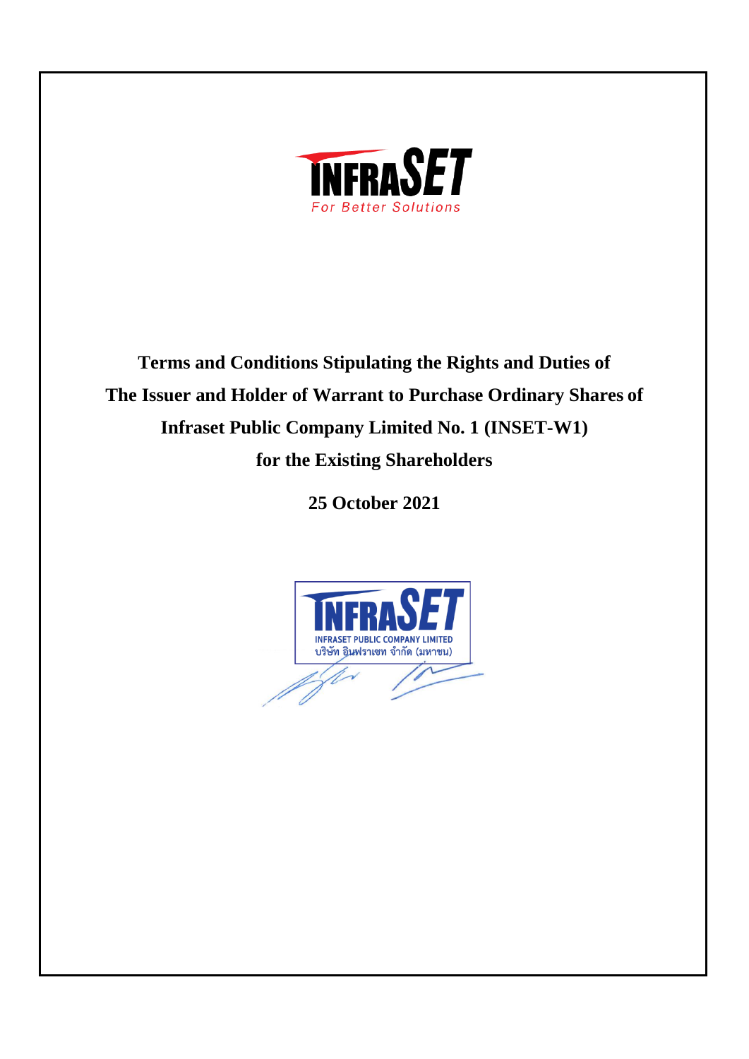# Terms and Conditions Stipulating the Rights and Duties of The Issuer and Holder of Warrant to Purchase Ordinary Shares of Infraset Public Company Limited No. 1 (INSET-W1) for the Existing Shareholders

**25 October 2021**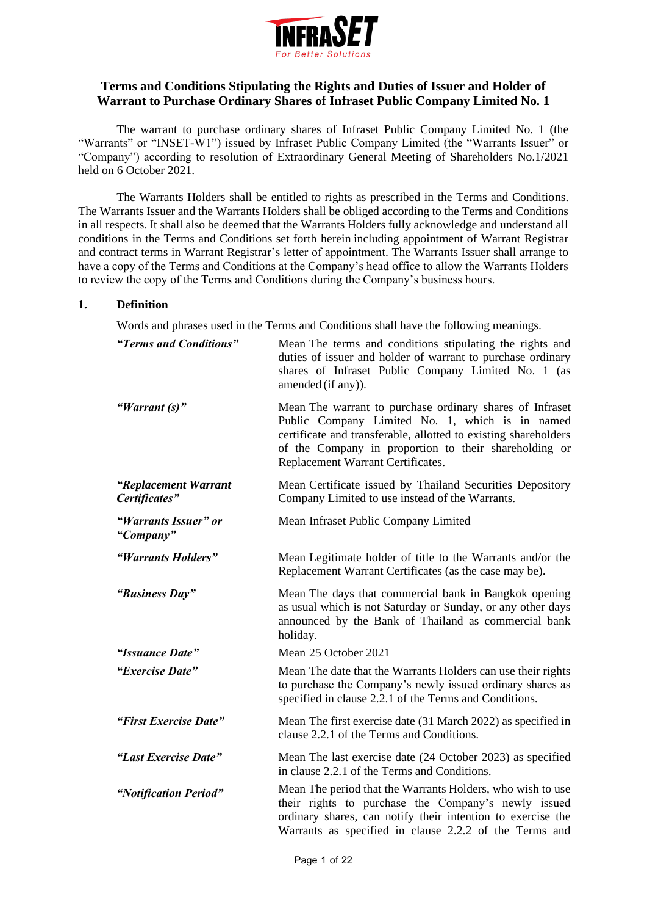## Terms and Conditions Stipulating the Rights and Duties of Issuer and Holder of Warrant to Purchase Ordinary Shares of Infraset Public Company Limited No. 1

The warrant to purchase ordinary shares of Infraset Public Company Limited No. 1 (the "Warrants" or "INSET-W1") issued by Infraset Public Company Limited (the "Warrants Issuer" or "Company") according to resolution of Extraordinary General Meeting of Shareholders No.1/2021 held on 6 October 2021.

The Warrants Holders shall be entitled to rights as prescribed in the Terms and Conditions. The Warrants Issuer and the Warrants Holders shall be obliged according to the Terms and Conditions in all respects. It shall also be deemed that the Warrants Holders fully acknowledge and understand all conditions in the Terms and Conditions set forth herein including appointment of Warrant Registrar and contract terms in Warrant Registrar's letter of appointment. The Warrants Issuer shall arrange to have a copy of the Terms and Conditions at the Company's head office to allow the Warrants Holders to review the copy of the Terms and Conditions during the Company's business hours.

### 1. Definition

Words and phrases used in the Terms and Conditions shall have the following meanings.

| | |
|---|---|
| ***"Terms and Conditions"*** | Mean The terms and conditions stipulating the rights and duties of issuer and holder of warrant to purchase ordinary shares of Infraset Public Company Limited No. 1 (as amended (if any)). |
| ***"Warrant (s)"*** | Mean The warrant to purchase ordinary shares of Infraset Public Company Limited No. 1, which is in named certificate and transferable, allotted to existing shareholders of the Company in proportion to their shareholding or Replacement Warrant Certificates. |
| ***"Replacement Warrant Certificates"*** | Mean Certificate issued by Thailand Securities Depository Company Limited to use instead of the Warrants. |
| ***"Warrants Issuer" or "Company"*** | Mean Infraset Public Company Limited |
| ***"Warrants Holders"*** | Mean Legitimate holder of title to the Warrants and/or the Replacement Warrant Certificates (as the case may be). |
| ***"Business Day"*** | Mean The days that commercial bank in Bangkok opening as usual which is not Saturday or Sunday, or any other days announced by the Bank of Thailand as commercial bank holiday. |
| ***"Issuance Date"*** | Mean 25 October 2021 |
| ***"Exercise Date"*** | Mean The date that the Warrants Holders can use their rights to purchase the Company's newly issued ordinary shares as specified in clause 2.2.1 of the Terms and Conditions. |
| ***"First Exercise Date"*** | Mean The first exercise date (31 March 2022) as specified in clause 2.2.1 of the Terms and Conditions. |
| ***"Last Exercise Date"*** | Mean The last exercise date (24 October 2023) as specified in clause 2.2.1 of the Terms and Conditions. |
| ***"Notification Period"*** | Mean The period that the Warrants Holders, who wish to use their rights to purchase the Company's newly issued ordinary shares, can notify their intention to exercise the Warrants as specified in clause 2.2.2 of the Terms and |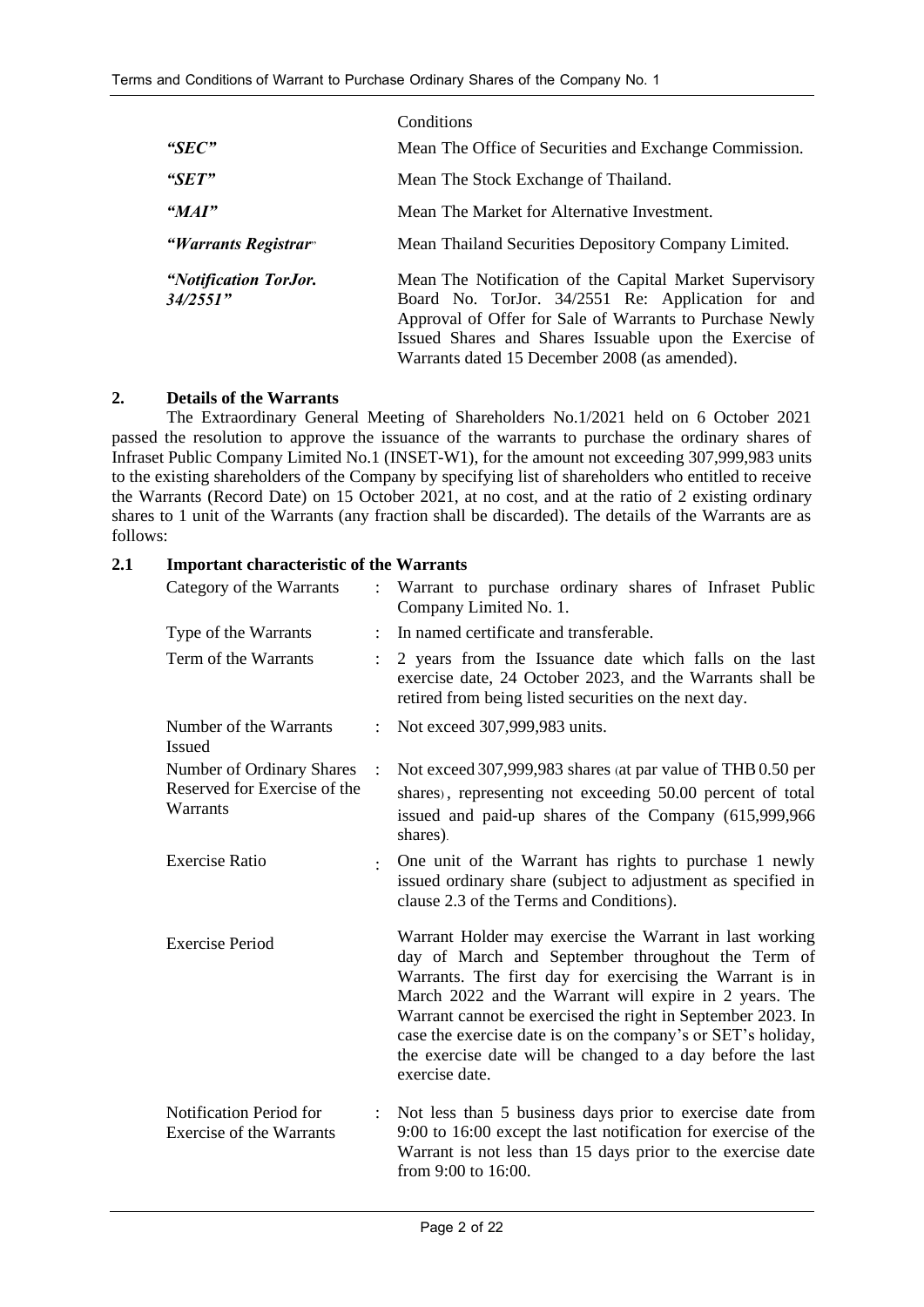| | |
|---|---|
| | Conditions |
| ***"SEC"*** | Mean The Office of Securities and Exchange Commission. |
| ***"SET"*** | Mean The Stock Exchange of Thailand. |
| ***"MAI"*** | Mean The Market for Alternative Investment. |
| ***"Warrants Registrar"*** | Mean Thailand Securities Depository Company Limited. |
| ***"Notification TorJor. 34/2551"*** | Mean The Notification of the Capital Market Supervisory Board No. TorJor. 34/2551 Re: Application for and Approval of Offer for Sale of Warrants to Purchase Newly Issued Shares and Shares Issuable upon the Exercise of Warrants dated 15 December 2008 (as amended). |

## 2. Details of the Warrants

The Extraordinary General Meeting of Shareholders No.1/2021 held on 6 October 2021 passed the resolution to approve the issuance of the warrants to purchase the ordinary shares of Infraset Public Company Limited No.1 (INSET-W1), for the amount not exceeding 307,999,983 units to the existing shareholders of the Company by specifying list of shareholders who entitled to receive the Warrants (Record Date) on 15 October 2021, at no cost, and at the ratio of 2 existing ordinary shares to 1 unit of the Warrants (any fraction shall be discarded). The details of the Warrants are as follows:

### 2.1 Important characteristic of the Warrants

| | | |
|---|---|---|
| Category of the Warrants | : | Warrant to purchase ordinary shares of Infraset Public Company Limited No. 1. |
| Type of the Warrants | : | In named certificate and transferable. |
| Term of the Warrants | : | 2 years from the Issuance date which falls on the last exercise date, 24 October 2023, and the Warrants shall be retired from being listed securities on the next day. |
| Number of the Warrants Issued | : | Not exceed 307,999,983 units. |
| Number of Ordinary Shares Reserved for Exercise of the Warrants | : | Not exceed 307,999,983 shares (at par value of THB 0.50 per shares), representing not exceeding 50.00 percent of total issued and paid-up shares of the Company (615,999,966 shares). |
| Exercise Ratio | : | One unit of the Warrant has rights to purchase 1 newly issued ordinary share (subject to adjustment as specified in clause 2.3 of the Terms and Conditions). |
| Exercise Period | | Warrant Holder may exercise the Warrant in last working day of March and September throughout the Term of Warrants. The first day for exercising the Warrant is in March 2022 and the Warrant will expire in 2 years. The Warrant cannot be exercised the right in September 2023. In case the exercise date is on the company's or SET's holiday, the exercise date will be changed to a day before the last exercise date. |
| Notification Period for Exercise of the Warrants | : | Not less than 5 business days prior to exercise date from 9:00 to 16:00 except the last notification for exercise of the Warrant is not less than 15 days prior to the exercise date from 9:00 to 16:00. |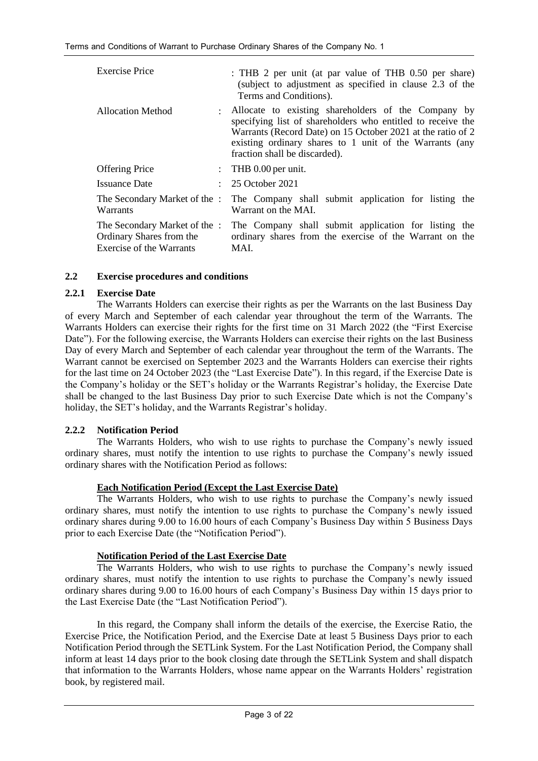| | | |
|---|---|---|
| Exercise Price | : | THB 2 per unit (at par value of THB 0.50 per share) (subject to adjustment as specified in clause 2.3 of the Terms and Conditions). |
| Allocation Method | : | Allocate to existing shareholders of the Company by specifying list of shareholders who entitled to receive the Warrants (Record Date) on 15 October 2021 at the ratio of 2 existing ordinary shares to 1 unit of the Warrants (any fraction shall be discarded). |
| Offering Price | : | THB 0.00 per unit. |
| Issuance Date | : | 25 October 2021 |
| The Secondary Market of the Warrants | : | The Company shall submit application for listing the Warrant on the MAI. |
| The Secondary Market of the Ordinary Shares from the Exercise of the Warrants | : | The Company shall submit application for listing the ordinary shares from the exercise of the Warrant on the MAI. |

### 2.2 Exercise procedures and conditions

#### 2.2.1 Exercise Date

The Warrants Holders can exercise their rights as per the Warrants on the last Business Day of every March and September of each calendar year throughout the term of the Warrants. The Warrants Holders can exercise their rights for the first time on 31 March 2022 (the "First Exercise Date"). For the following exercise, the Warrants Holders can exercise their rights on the last Business Day of every March and September of each calendar year throughout the term of the Warrants. The Warrant cannot be exercised on September 2023 and the Warrants Holders can exercise their rights for the last time on 24 October 2023 (the "Last Exercise Date"). In this regard, if the Exercise Date is the Company's holiday or the SET's holiday or the Warrants Registrar's holiday, the Exercise Date shall be changed to the last Business Day prior to such Exercise Date which is not the Company's holiday, the SET's holiday, and the Warrants Registrar's holiday.

#### 2.2.2 Notification Period

The Warrants Holders, who wish to use rights to purchase the Company's newly issued ordinary shares, must notify the intention to use rights to purchase the Company's newly issued ordinary shares with the Notification Period as follows:

**Each Notification Period (Except the Last Exercise Date)**

The Warrants Holders, who wish to use rights to purchase the Company's newly issued ordinary shares, must notify the intention to use rights to purchase the Company's newly issued ordinary shares during 9.00 to 16.00 hours of each Company's Business Day within 5 Business Days prior to each Exercise Date (the "Notification Period").

**Notification Period of the Last Exercise Date**

The Warrants Holders, who wish to use rights to purchase the Company's newly issued ordinary shares, must notify the intention to use rights to purchase the Company's newly issued ordinary shares during 9.00 to 16.00 hours of each Company's Business Day within 15 days prior to the Last Exercise Date (the "Last Notification Period").

In this regard, the Company shall inform the details of the exercise, the Exercise Ratio, the Exercise Price, the Notification Period, and the Exercise Date at least 5 Business Days prior to each Notification Period through the SETLink System. For the Last Notification Period, the Company shall inform at least 14 days prior to the book closing date through the SETLink System and shall dispatch that information to the Warrants Holders, whose name appear on the Warrants Holders' registration book, by registered mail.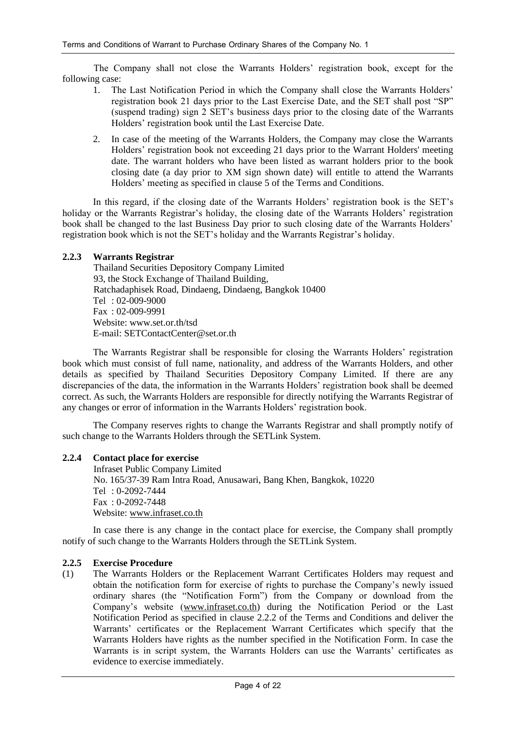The Company shall not close the Warrants Holders' registration book, except for the following case:

1. The Last Notification Period in which the Company shall close the Warrants Holders' registration book 21 days prior to the Last Exercise Date, and the SET shall post "SP" (suspend trading) sign 2 SET's business days prior to the closing date of the Warrants Holders' registration book until the Last Exercise Date.
2. In case of the meeting of the Warrants Holders, the Company may close the Warrants Holders' registration book not exceeding 21 days prior to the Warrant Holders' meeting date. The warrant holders who have been listed as warrant holders prior to the book closing date (a day prior to XM sign shown date) will entitle to attend the Warrants Holders' meeting as specified in clause 5 of the Terms and Conditions.

In this regard, if the closing date of the Warrants Holders' registration book is the SET's holiday or the Warrants Registrar's holiday, the closing date of the Warrants Holders' registration book shall be changed to the last Business Day prior to such closing date of the Warrants Holders' registration book which is not the SET's holiday and the Warrants Registrar's holiday.

### 2.2.3 Warrants Registrar

Thailand Securities Depository Company Limited
93, the Stock Exchange of Thailand Building,
Ratchadaphisek Road, Dindaeng, Dindaeng, Bangkok 10400
Tel : 02-009-9000
Fax : 02-009-9991
Website: www.set.or.th/tsd
E-mail: SETContactCenter@set.or.th

The Warrants Registrar shall be responsible for closing the Warrants Holders' registration book which must consist of full name, nationality, and address of the Warrants Holders, and other details as specified by Thailand Securities Depository Company Limited. If there are any discrepancies of the data, the information in the Warrants Holders' registration book shall be deemed correct. As such, the Warrants Holders are responsible for directly notifying the Warrants Registrar of any changes or error of information in the Warrants Holders' registration book.

The Company reserves rights to change the Warrants Registrar and shall promptly notify of such change to the Warrants Holders through the SETLink System.

### 2.2.4 Contact place for exercise

Infraset Public Company Limited
No. 165/37-39 Ram Intra Road, Anusawari, Bang Khen, Bangkok, 10220
Tel : 0-2092-7444
Fax : 0-2092-7448
Website: www.infraset.co.th

In case there is any change in the contact place for exercise, the Company shall promptly notify of such change to the Warrants Holders through the SETLink System.

### 2.2.5 Exercise Procedure

(1) The Warrants Holders or the Replacement Warrant Certificates Holders may request and obtain the notification form for exercise of rights to purchase the Company's newly issued ordinary shares (the "Notification Form") from the Company or download from the Company's website (www.infraset.co.th) during the Notification Period or the Last Notification Period as specified in clause 2.2.2 of the Terms and Conditions and deliver the Warrants' certificates or the Replacement Warrant Certificates which specify that the Warrants Holders have rights as the number specified in the Notification Form. In case the Warrants is in script system, the Warrants Holders can use the Warrants' certificates as evidence to exercise immediately.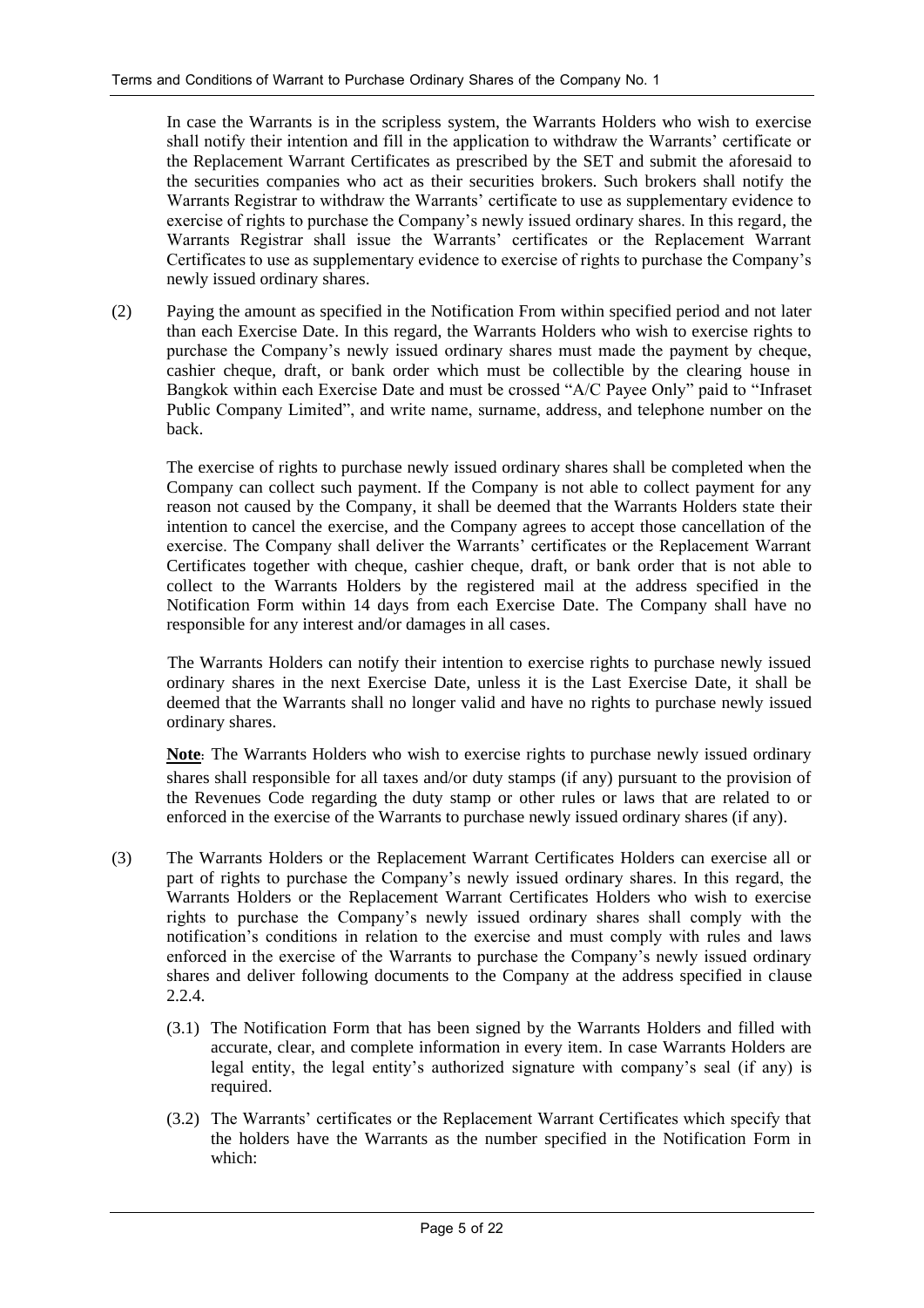In case the Warrants is in the scripless system, the Warrants Holders who wish to exercise shall notify their intention and fill in the application to withdraw the Warrants' certificate or the Replacement Warrant Certificates as prescribed by the SET and submit the aforesaid to the securities companies who act as their securities brokers. Such brokers shall notify the Warrants Registrar to withdraw the Warrants' certificate to use as supplementary evidence to exercise of rights to purchase the Company's newly issued ordinary shares. In this regard, the Warrants Registrar shall issue the Warrants' certificates or the Replacement Warrant Certificates to use as supplementary evidence to exercise of rights to purchase the Company's newly issued ordinary shares.

(2) Paying the amount as specified in the Notification From within specified period and not later than each Exercise Date. In this regard, the Warrants Holders who wish to exercise rights to purchase the Company's newly issued ordinary shares must made the payment by cheque, cashier cheque, draft, or bank order which must be collectible by the clearing house in Bangkok within each Exercise Date and must be crossed "A/C Payee Only" paid to "Infraset Public Company Limited", and write name, surname, address, and telephone number on the back.

The exercise of rights to purchase newly issued ordinary shares shall be completed when the Company can collect such payment. If the Company is not able to collect payment for any reason not caused by the Company, it shall be deemed that the Warrants Holders state their intention to cancel the exercise, and the Company agrees to accept those cancellation of the exercise. The Company shall deliver the Warrants' certificates or the Replacement Warrant Certificates together with cheque, cashier cheque, draft, or bank order that is not able to collect to the Warrants Holders by the registered mail at the address specified in the Notification Form within 14 days from each Exercise Date. The Company shall have no responsible for any interest and/or damages in all cases.

The Warrants Holders can notify their intention to exercise rights to purchase newly issued ordinary shares in the next Exercise Date, unless it is the Last Exercise Date, it shall be deemed that the Warrants shall no longer valid and have no rights to purchase newly issued ordinary shares.

**Note**: The Warrants Holders who wish to exercise rights to purchase newly issued ordinary shares shall responsible for all taxes and/or duty stamps (if any) pursuant to the provision of the Revenues Code regarding the duty stamp or other rules or laws that are related to or enforced in the exercise of the Warrants to purchase newly issued ordinary shares (if any).

(3) The Warrants Holders or the Replacement Warrant Certificates Holders can exercise all or part of rights to purchase the Company's newly issued ordinary shares. In this regard, the Warrants Holders or the Replacement Warrant Certificates Holders who wish to exercise rights to purchase the Company's newly issued ordinary shares shall comply with the notification's conditions in relation to the exercise and must comply with rules and laws enforced in the exercise of the Warrants to purchase the Company's newly issued ordinary shares and deliver following documents to the Company at the address specified in clause 2.2.4.

(3.1) The Notification Form that has been signed by the Warrants Holders and filled with accurate, clear, and complete information in every item. In case Warrants Holders are legal entity, the legal entity's authorized signature with company's seal (if any) is required.

(3.2) The Warrants' certificates or the Replacement Warrant Certificates which specify that the holders have the Warrants as the number specified in the Notification Form in which: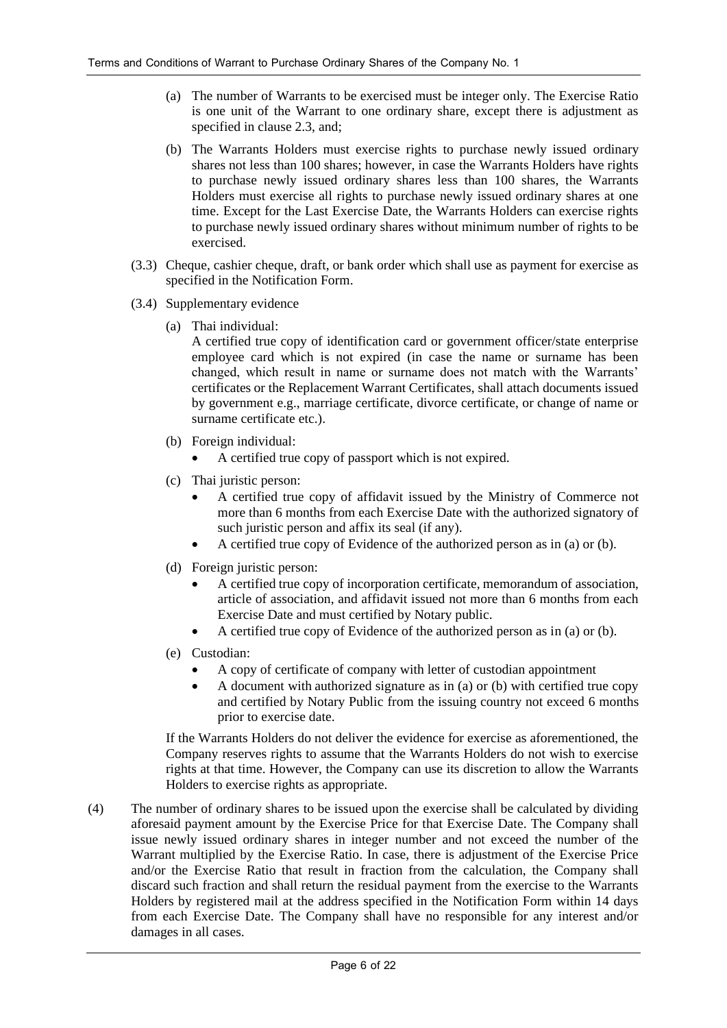(a) The number of Warrants to be exercised must be integer only. The Exercise Ratio is one unit of the Warrant to one ordinary share, except there is adjustment as specified in clause 2.3, and;

(b) The Warrants Holders must exercise rights to purchase newly issued ordinary shares not less than 100 shares; however, in case the Warrants Holders have rights to purchase newly issued ordinary shares less than 100 shares, the Warrants Holders must exercise all rights to purchase newly issued ordinary shares at one time. Except for the Last Exercise Date, the Warrants Holders can exercise rights to purchase newly issued ordinary shares without minimum number of rights to be exercised.

(3.3) Cheque, cashier cheque, draft, or bank order which shall use as payment for exercise as specified in the Notification Form.

(3.4) Supplementary evidence

(a) Thai individual:
A certified true copy of identification card or government officer/state enterprise employee card which is not expired (in case the name or surname has been changed, which result in name or surname does not match with the Warrants' certificates or the Replacement Warrant Certificates, shall attach documents issued by government e.g., marriage certificate, divorce certificate, or change of name or surname certificate etc.).

(b) Foreign individual:
- A certified true copy of passport which is not expired.

(c) Thai juristic person:
- A certified true copy of affidavit issued by the Ministry of Commerce not more than 6 months from each Exercise Date with the authorized signatory of such juristic person and affix its seal (if any).
- A certified true copy of Evidence of the authorized person as in (a) or (b).

(d) Foreign juristic person:
- A certified true copy of incorporation certificate, memorandum of association, article of association, and affidavit issued not more than 6 months from each Exercise Date and must certified by Notary public.
- A certified true copy of Evidence of the authorized person as in (a) or (b).

(e) Custodian:
- A copy of certificate of company with letter of custodian appointment
- A document with authorized signature as in (a) or (b) with certified true copy and certified by Notary Public from the issuing country not exceed 6 months prior to exercise date.

If the Warrants Holders do not deliver the evidence for exercise as aforementioned, the Company reserves rights to assume that the Warrants Holders do not wish to exercise rights at that time. However, the Company can use its discretion to allow the Warrants Holders to exercise rights as appropriate.

(4) The number of ordinary shares to be issued upon the exercise shall be calculated by dividing aforesaid payment amount by the Exercise Price for that Exercise Date. The Company shall issue newly issued ordinary shares in integer number and not exceed the number of the Warrant multiplied by the Exercise Ratio. In case, there is adjustment of the Exercise Price and/or the Exercise Ratio that result in fraction from the calculation, the Company shall discard such fraction and shall return the residual payment from the exercise to the Warrants Holders by registered mail at the address specified in the Notification Form within 14 days from each Exercise Date. The Company shall have no responsible for any interest and/or damages in all cases.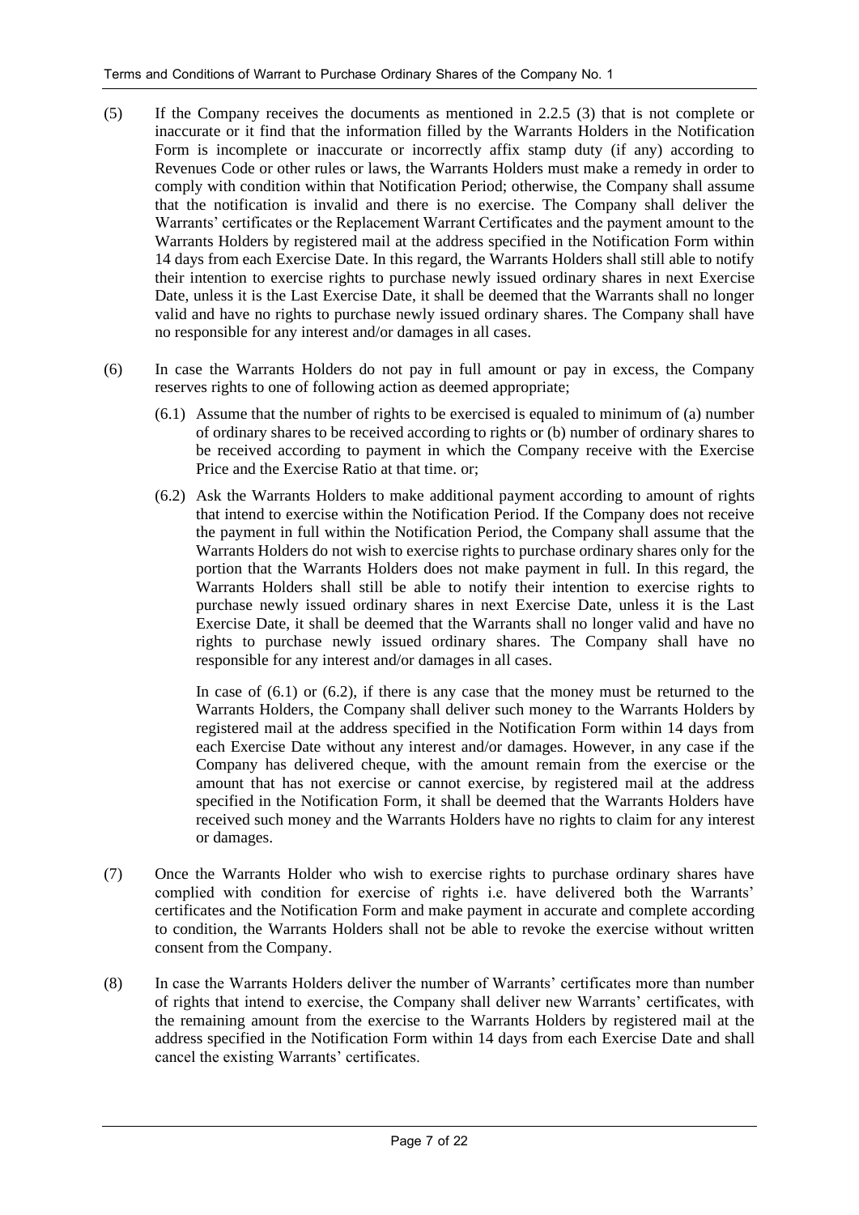(5) If the Company receives the documents as mentioned in 2.2.5 (3) that is not complete or inaccurate or it find that the information filled by the Warrants Holders in the Notification Form is incomplete or inaccurate or incorrectly affix stamp duty (if any) according to Revenues Code or other rules or laws, the Warrants Holders must make a remedy in order to comply with condition within that Notification Period; otherwise, the Company shall assume that the notification is invalid and there is no exercise. The Company shall deliver the Warrants' certificates or the Replacement Warrant Certificates and the payment amount to the Warrants Holders by registered mail at the address specified in the Notification Form within 14 days from each Exercise Date. In this regard, the Warrants Holders shall still able to notify their intention to exercise rights to purchase newly issued ordinary shares in next Exercise Date, unless it is the Last Exercise Date, it shall be deemed that the Warrants shall no longer valid and have no rights to purchase newly issued ordinary shares. The Company shall have no responsible for any interest and/or damages in all cases.

(6) In case the Warrants Holders do not pay in full amount or pay in excess, the Company reserves rights to one of following action as deemed appropriate;

(6.1) Assume that the number of rights to be exercised is equaled to minimum of (a) number of ordinary shares to be received according to rights or (b) number of ordinary shares to be received according to payment in which the Company receive with the Exercise Price and the Exercise Ratio at that time. or;

(6.2) Ask the Warrants Holders to make additional payment according to amount of rights that intend to exercise within the Notification Period. If the Company does not receive the payment in full within the Notification Period, the Company shall assume that the Warrants Holders do not wish to exercise rights to purchase ordinary shares only for the portion that the Warrants Holders does not make payment in full. In this regard, the Warrants Holders shall still be able to notify their intention to exercise rights to purchase newly issued ordinary shares in next Exercise Date, unless it is the Last Exercise Date, it shall be deemed that the Warrants shall no longer valid and have no rights to purchase newly issued ordinary shares. The Company shall have no responsible for any interest and/or damages in all cases.

In case of (6.1) or (6.2), if there is any case that the money must be returned to the Warrants Holders, the Company shall deliver such money to the Warrants Holders by registered mail at the address specified in the Notification Form within 14 days from each Exercise Date without any interest and/or damages. However, in any case if the Company has delivered cheque, with the amount remain from the exercise or the amount that has not exercise or cannot exercise, by registered mail at the address specified in the Notification Form, it shall be deemed that the Warrants Holders have received such money and the Warrants Holders have no rights to claim for any interest or damages.

(7) Once the Warrants Holder who wish to exercise rights to purchase ordinary shares have complied with condition for exercise of rights i.e. have delivered both the Warrants' certificates and the Notification Form and make payment in accurate and complete according to condition, the Warrants Holders shall not be able to revoke the exercise without written consent from the Company.

(8) In case the Warrants Holders deliver the number of Warrants' certificates more than number of rights that intend to exercise, the Company shall deliver new Warrants' certificates, with the remaining amount from the exercise to the Warrants Holders by registered mail at the address specified in the Notification Form within 14 days from each Exercise Date and shall cancel the existing Warrants' certificates.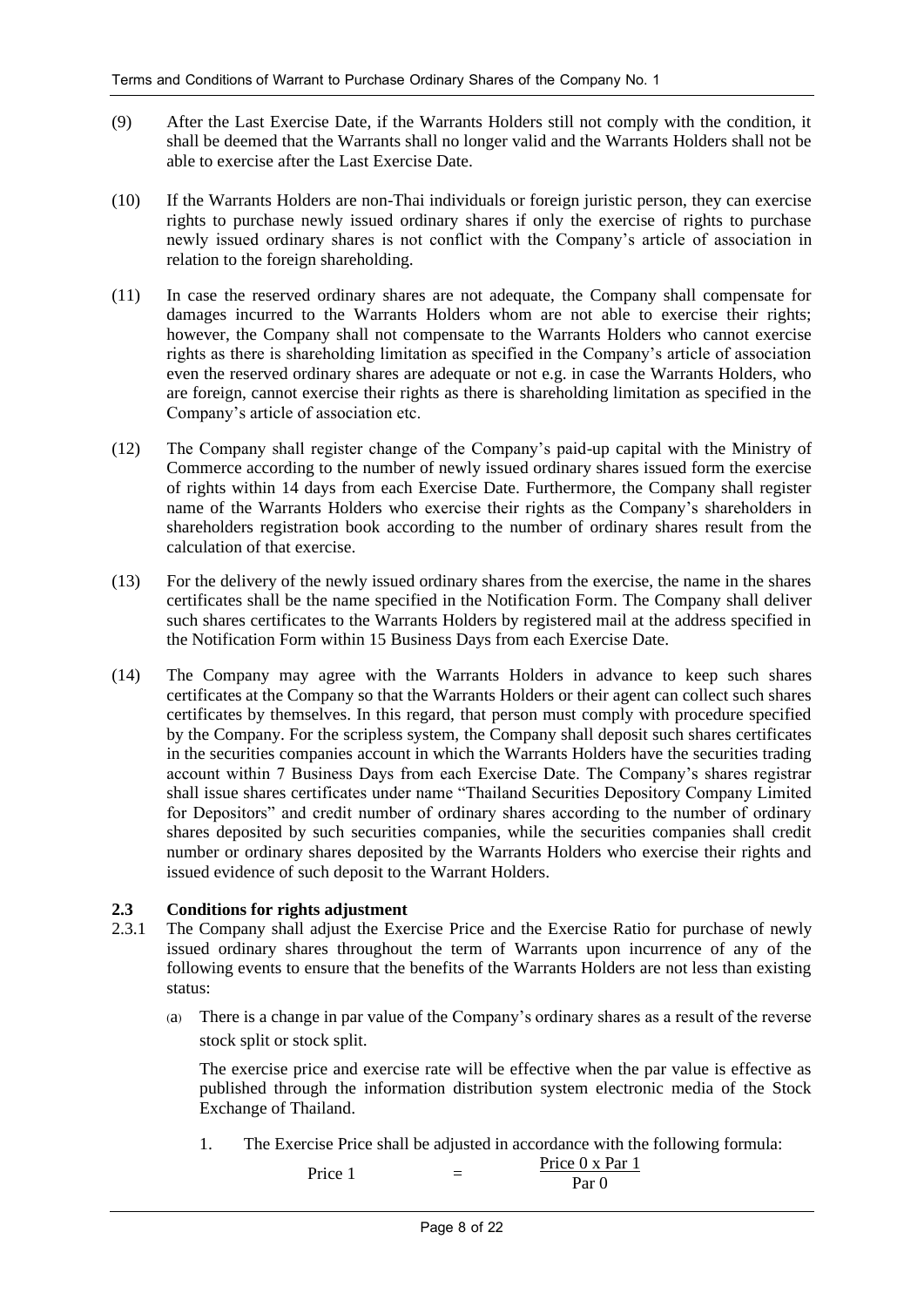(9) After the Last Exercise Date, if the Warrants Holders still not comply with the condition, it shall be deemed that the Warrants shall no longer valid and the Warrants Holders shall not be able to exercise after the Last Exercise Date.

(10) If the Warrants Holders are non-Thai individuals or foreign juristic person, they can exercise rights to purchase newly issued ordinary shares if only the exercise of rights to purchase newly issued ordinary shares is not conflict with the Company's article of association in relation to the foreign shareholding.

(11) In case the reserved ordinary shares are not adequate, the Company shall compensate for damages incurred to the Warrants Holders whom are not able to exercise their rights; however, the Company shall not compensate to the Warrants Holders who cannot exercise rights as there is shareholding limitation as specified in the Company's article of association even the reserved ordinary shares are adequate or not e.g. in case the Warrants Holders, who are foreign, cannot exercise their rights as there is shareholding limitation as specified in the Company's article of association etc.

(12) The Company shall register change of the Company's paid-up capital with the Ministry of Commerce according to the number of newly issued ordinary shares issued form the exercise of rights within 14 days from each Exercise Date. Furthermore, the Company shall register name of the Warrants Holders who exercise their rights as the Company's shareholders in shareholders registration book according to the number of ordinary shares result from the calculation of that exercise.

(13) For the delivery of the newly issued ordinary shares from the exercise, the name in the shares certificates shall be the name specified in the Notification Form. The Company shall deliver such shares certificates to the Warrants Holders by registered mail at the address specified in the Notification Form within 15 Business Days from each Exercise Date.

(14) The Company may agree with the Warrants Holders in advance to keep such shares certificates at the Company so that the Warrants Holders or their agent can collect such shares certificates by themselves. In this regard, that person must comply with procedure specified by the Company. For the scripless system, the Company shall deposit such shares certificates in the securities companies account in which the Warrants Holders have the securities trading account within 7 Business Days from each Exercise Date. The Company's shares registrar shall issue shares certificates under name "Thailand Securities Depository Company Limited for Depositors" and credit number of ordinary shares according to the number of ordinary shares deposited by such securities companies, while the securities companies shall credit number or ordinary shares deposited by the Warrants Holders who exercise their rights and issued evidence of such deposit to the Warrant Holders.

### 2.3 Conditions for rights adjustment

2.3.1 The Company shall adjust the Exercise Price and the Exercise Ratio for purchase of newly issued ordinary shares throughout the term of Warrants upon incurrence of any of the following events to ensure that the benefits of the Warrants Holders are not less than existing status:

(a) There is a change in par value of the Company's ordinary shares as a result of the reverse stock split or stock split.

The exercise price and exercise rate will be effective when the par value is effective as published through the information distribution system electronic media of the Stock Exchange of Thailand.

1. The Exercise Price shall be adjusted in accordance with the following formula:

$$\text{Price 1} = \frac{\text{Price 0} \times \text{Par 1}}{\text{Par 0}}$$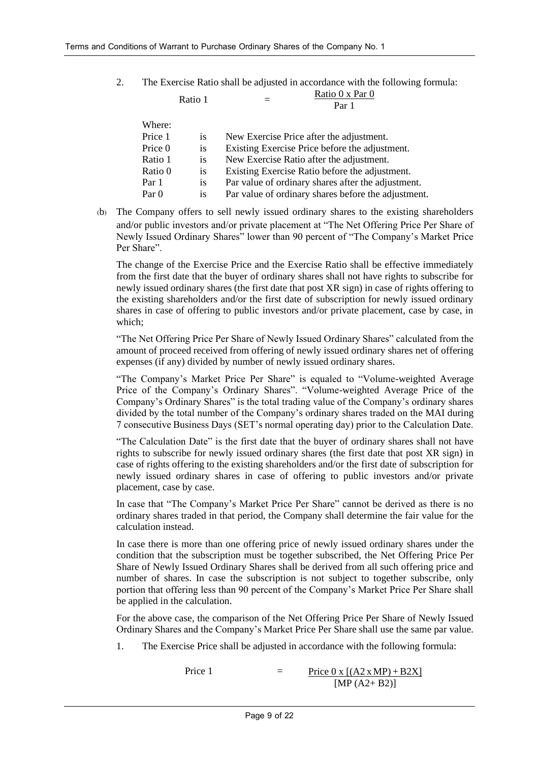2. The Exercise Ratio shall be adjusted in accordance with the following formula:

$$\text{Ratio 1} = \frac{\text{Ratio 0} \times \text{Par 0}}{\text{Par 1}}$$

Where:

| | | |
|---|---|---|
| Price 1 | is | New Exercise Price after the adjustment. |
| Price 0 | is | Existing Exercise Price before the adjustment. |
| Ratio 1 | is | New Exercise Ratio after the adjustment. |
| Ratio 0 | is | Existing Exercise Ratio before the adjustment. |
| Par 1 | is | Par value of ordinary shares after the adjustment. |
| Par 0 | is | Par value of ordinary shares before the adjustment. |

(b) The Company offers to sell newly issued ordinary shares to the existing shareholders and/or public investors and/or private placement at "The Net Offering Price Per Share of Newly Issued Ordinary Shares" lower than 90 percent of "The Company's Market Price Per Share".

The change of the Exercise Price and the Exercise Ratio shall be effective immediately from the first date that the buyer of ordinary shares shall not have rights to subscribe for newly issued ordinary shares (the first date that post XR sign) in case of rights offering to the existing shareholders and/or the first date of subscription for newly issued ordinary shares in case of offering to public investors and/or private placement, case by case, in which;

"The Net Offering Price Per Share of Newly Issued Ordinary Shares" calculated from the amount of proceed received from offering of newly issued ordinary shares net of offering expenses (if any) divided by number of newly issued ordinary shares.

"The Company's Market Price Per Share" is equaled to "Volume-weighted Average Price of the Company's Ordinary Shares". "Volume-weighted Average Price of the Company's Ordinary Shares" is the total trading value of the Company's ordinary shares divided by the total number of the Company's ordinary shares traded on the MAI during 7 consecutive Business Days (SET's normal operating day) prior to the Calculation Date.

"The Calculation Date" is the first date that the buyer of ordinary shares shall not have rights to subscribe for newly issued ordinary shares (the first date that post XR sign) in case of rights offering to the existing shareholders and/or the first date of subscription for newly issued ordinary shares in case of offering to public investors and/or private placement, case by case.

In case that "The Company's Market Price Per Share" cannot be derived as there is no ordinary shares traded in that period, the Company shall determine the fair value for the calculation instead.

In case there is more than one offering price of newly issued ordinary shares under the condition that the subscription must be together subscribed, the Net Offering Price Per Share of Newly Issued Ordinary Shares shall be derived from all such offering price and number of shares. In case the subscription is not subject to together subscribe, only portion that offering less than 90 percent of the Company's Market Price Per Share shall be applied in the calculation.

For the above case, the comparison of the Net Offering Price Per Share of Newly Issued Ordinary Shares and the Company's Market Price Per Share shall use the same par value.

1. The Exercise Price shall be adjusted in accordance with the following formula:

$$\text{Price 1} = \frac{\text{Price 0} \times [(A2 \times MP) + B2X]}{[MP\,(A2 + B2)]}$$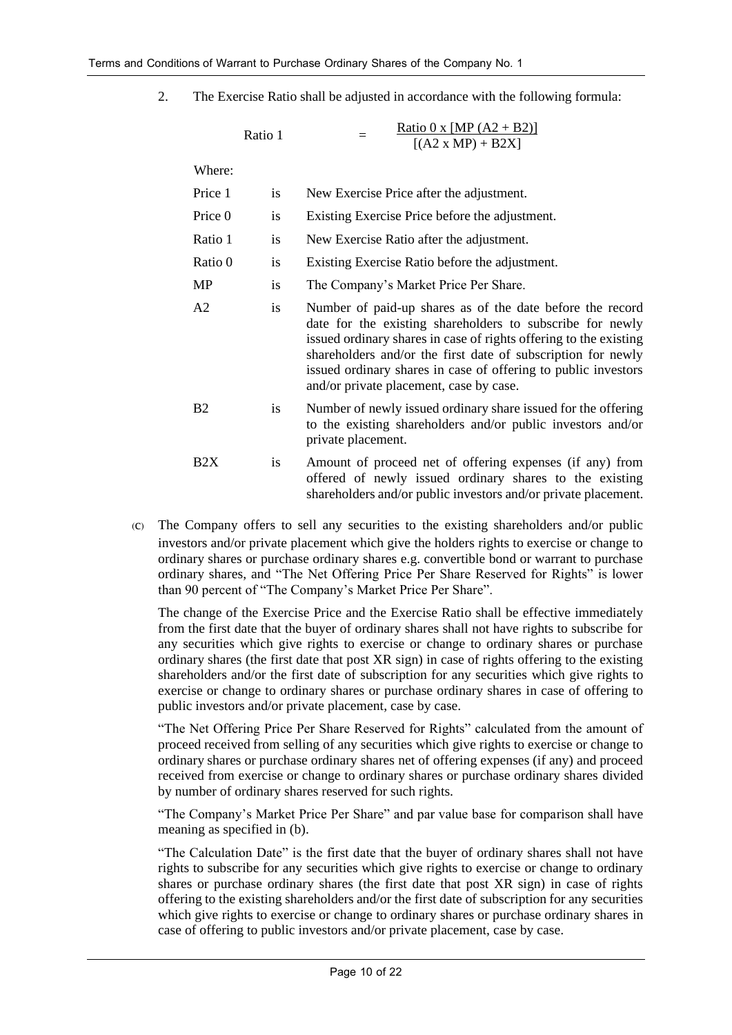2. The Exercise Ratio shall be adjusted in accordance with the following formula:

$$\text{Ratio 1} = \frac{\text{Ratio 0} \times [MP\ (A2 + B2)]}{[(A2 \times MP) + B2X]}$$

Where:

| | | |
|---|---|---|
| Price 1 | is | New Exercise Price after the adjustment. |
| Price 0 | is | Existing Exercise Price before the adjustment. |
| Ratio 1 | is | New Exercise Ratio after the adjustment. |
| Ratio 0 | is | Existing Exercise Ratio before the adjustment. |
| MP | is | The Company's Market Price Per Share. |
| A2 | is | Number of paid-up shares as of the date before the record date for the existing shareholders to subscribe for newly issued ordinary shares in case of rights offering to the existing shareholders and/or the first date of subscription for newly issued ordinary shares in case of offering to public investors and/or private placement, case by case. |
| B2 | is | Number of newly issued ordinary share issued for the offering to the existing shareholders and/or public investors and/or private placement. |
| B2X | is | Amount of proceed net of offering expenses (if any) from offered of newly issued ordinary shares to the existing shareholders and/or public investors and/or private placement. |

(C) The Company offers to sell any securities to the existing shareholders and/or public investors and/or private placement which give the holders rights to exercise or change to ordinary shares or purchase ordinary shares e.g. convertible bond or warrant to purchase ordinary shares, and "The Net Offering Price Per Share Reserved for Rights" is lower than 90 percent of "The Company's Market Price Per Share".

The change of the Exercise Price and the Exercise Ratio shall be effective immediately from the first date that the buyer of ordinary shares shall not have rights to subscribe for any securities which give rights to exercise or change to ordinary shares or purchase ordinary shares (the first date that post XR sign) in case of rights offering to the existing shareholders and/or the first date of subscription for any securities which give rights to exercise or change to ordinary shares or purchase ordinary shares in case of offering to public investors and/or private placement, case by case.

"The Net Offering Price Per Share Reserved for Rights" calculated from the amount of proceed received from selling of any securities which give rights to exercise or change to ordinary shares or purchase ordinary shares net of offering expenses (if any) and proceed received from exercise or change to ordinary shares or purchase ordinary shares divided by number of ordinary shares reserved for such rights.

"The Company's Market Price Per Share" and par value base for comparison shall have meaning as specified in (b).

"The Calculation Date" is the first date that the buyer of ordinary shares shall not have rights to subscribe for any securities which give rights to exercise or change to ordinary shares or purchase ordinary shares (the first date that post XR sign) in case of rights offering to the existing shareholders and/or the first date of subscription for any securities which give rights to exercise or change to ordinary shares or purchase ordinary shares in case of offering to public investors and/or private placement, case by case.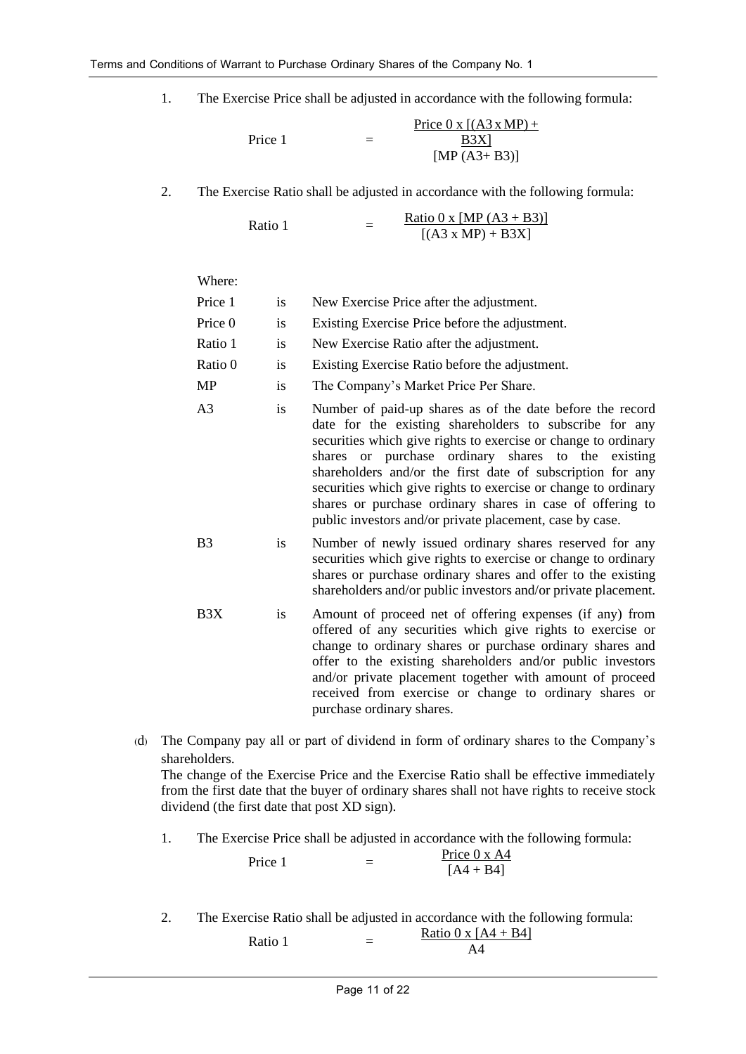1. The Exercise Price shall be adjusted in accordance with the following formula:

$$\text{Price 1} = \frac{\text{Price 0} \times [(A3 \times MP) + B3X]}{[MP\,(A3 + B3)]}$$

2. The Exercise Ratio shall be adjusted in accordance with the following formula:

$$\text{Ratio 1} = \frac{\text{Ratio 0} \times [MP\,(A3 + B3)]}{[(A3 \times MP) + B3X]}$$

Where:

| | | |
|---|---|---|
| Price 1 | is | New Exercise Price after the adjustment. |
| Price 0 | is | Existing Exercise Price before the adjustment. |
| Ratio 1 | is | New Exercise Ratio after the adjustment. |
| Ratio 0 | is | Existing Exercise Ratio before the adjustment. |
| MP | is | The Company's Market Price Per Share. |
| A3 | is | Number of paid-up shares as of the date before the record date for the existing shareholders to subscribe for any securities which give rights to exercise or change to ordinary shares or purchase ordinary shares to the existing shareholders and/or the first date of subscription for any securities which give rights to exercise or change to ordinary shares or purchase ordinary shares in case of offering to public investors and/or private placement, case by case. |
| B3 | is | Number of newly issued ordinary shares reserved for any securities which give rights to exercise or change to ordinary shares or purchase ordinary shares and offer to the existing shareholders and/or public investors and/or private placement. |
| B3X | is | Amount of proceed net of offering expenses (if any) from offered of any securities which give rights to exercise or change to ordinary shares or purchase ordinary shares and offer to the existing shareholders and/or public investors and/or private placement together with amount of proceed received from exercise or change to ordinary shares or purchase ordinary shares. |

(d) The Company pay all or part of dividend in form of ordinary shares to the Company's shareholders.

The change of the Exercise Price and the Exercise Ratio shall be effective immediately from the first date that the buyer of ordinary shares shall not have rights to receive stock dividend (the first date that post XD sign).

1. The Exercise Price shall be adjusted in accordance with the following formula:

$$\text{Price 1} = \frac{\text{Price 0} \times A4}{[A4 + B4]}$$

2. The Exercise Ratio shall be adjusted in accordance with the following formula:

$$\text{Ratio 1} = \frac{\text{Ratio 0} \times [A4 + B4]}{A4}$$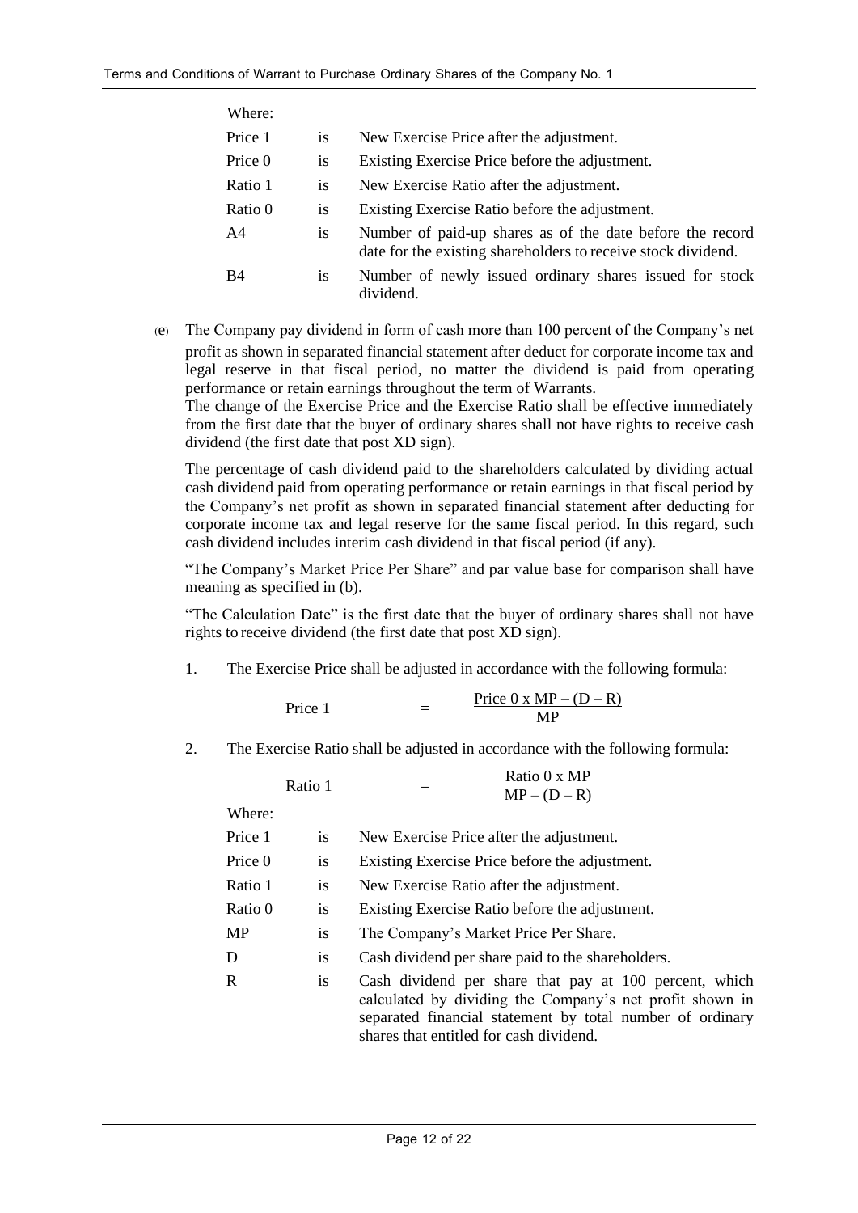Where:

| | | |
|---|---|---|
| Price 1 | is | New Exercise Price after the adjustment. |
| Price 0 | is | Existing Exercise Price before the adjustment. |
| Ratio 1 | is | New Exercise Ratio after the adjustment. |
| Ratio 0 | is | Existing Exercise Ratio before the adjustment. |
| A4 | is | Number of paid-up shares as of the date before the record date for the existing shareholders to receive stock dividend. |
| B4 | is | Number of newly issued ordinary shares issued for stock dividend. |

(e) The Company pay dividend in form of cash more than 100 percent of the Company's net profit as shown in separated financial statement after deduct for corporate income tax and legal reserve in that fiscal period, no matter the dividend is paid from operating performance or retain earnings throughout the term of Warrants.
The change of the Exercise Price and the Exercise Ratio shall be effective immediately from the first date that the buyer of ordinary shares shall not have rights to receive cash dividend (the first date that post XD sign).

The percentage of cash dividend paid to the shareholders calculated by dividing actual cash dividend paid from operating performance or retain earnings in that fiscal period by the Company's net profit as shown in separated financial statement after deducting for corporate income tax and legal reserve for the same fiscal period. In this regard, such cash dividend includes interim cash dividend in that fiscal period (if any).

"The Company's Market Price Per Share" and par value base for comparison shall have meaning as specified in (b).

"The Calculation Date" is the first date that the buyer of ordinary shares shall not have rights to receive dividend (the first date that post XD sign).

1. The Exercise Price shall be adjusted in accordance with the following formula:

$$\text{Price 1} = \frac{\text{Price 0} \times MP - (D - R)}{MP}$$

2. The Exercise Ratio shall be adjusted in accordance with the following formula:

$$\text{Ratio 1} = \frac{\text{Ratio 0} \times MP}{MP - (D - R)}$$

Where:

| | | |
|---|---|---|
| Price 1 | is | New Exercise Price after the adjustment. |
| Price 0 | is | Existing Exercise Price before the adjustment. |
| Ratio 1 | is | New Exercise Ratio after the adjustment. |
| Ratio 0 | is | Existing Exercise Ratio before the adjustment. |
| MP | is | The Company's Market Price Per Share. |
| D | is | Cash dividend per share paid to the shareholders. |
| R | is | Cash dividend per share that pay at 100 percent, which calculated by dividing the Company's net profit shown in separated financial statement by total number of ordinary shares that entitled for cash dividend. |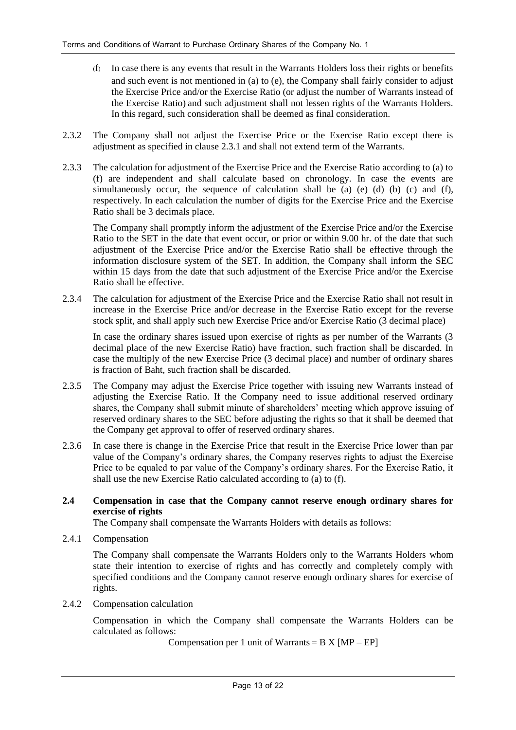(f) In case there is any events that result in the Warrants Holders loss their rights or benefits and such event is not mentioned in (a) to (e), the Company shall fairly consider to adjust the Exercise Price and/or the Exercise Ratio (or adjust the number of Warrants instead of the Exercise Ratio) and such adjustment shall not lessen rights of the Warrants Holders. In this regard, such consideration shall be deemed as final consideration.

2.3.2 The Company shall not adjust the Exercise Price or the Exercise Ratio except there is adjustment as specified in clause 2.3.1 and shall not extend term of the Warrants.

2.3.3 The calculation for adjustment of the Exercise Price and the Exercise Ratio according to (a) to (f) are independent and shall calculate based on chronology. In case the events are simultaneously occur, the sequence of calculation shall be (a) (e) (d) (b) (c) and (f), respectively. In each calculation the number of digits for the Exercise Price and the Exercise Ratio shall be 3 decimals place.

The Company shall promptly inform the adjustment of the Exercise Price and/or the Exercise Ratio to the SET in the date that event occur, or prior or within 9.00 hr. of the date that such adjustment of the Exercise Price and/or the Exercise Ratio shall be effective through the information disclosure system of the SET. In addition, the Company shall inform the SEC within 15 days from the date that such adjustment of the Exercise Price and/or the Exercise Ratio shall be effective.

2.3.4 The calculation for adjustment of the Exercise Price and the Exercise Ratio shall not result in increase in the Exercise Price and/or decrease in the Exercise Ratio except for the reverse stock split, and shall apply such new Exercise Price and/or Exercise Ratio (3 decimal place)

In case the ordinary shares issued upon exercise of rights as per number of the Warrants (3 decimal place of the new Exercise Ratio) have fraction, such fraction shall be discarded. In case the multiply of the new Exercise Price (3 decimal place) and number of ordinary shares is fraction of Baht, such fraction shall be discarded.

2.3.5 The Company may adjust the Exercise Price together with issuing new Warrants instead of adjusting the Exercise Ratio. If the Company need to issue additional reserved ordinary shares, the Company shall submit minute of shareholders' meeting which approve issuing of reserved ordinary shares to the SEC before adjusting the rights so that it shall be deemed that the Company get approval to offer of reserved ordinary shares.

2.3.6 In case there is change in the Exercise Price that result in the Exercise Price lower than par value of the Company's ordinary shares, the Company reserves rights to adjust the Exercise Price to be equaled to par value of the Company's ordinary shares. For the Exercise Ratio, it shall use the new Exercise Ratio calculated according to (a) to (f).

**2.4 Compensation in case that the Company cannot reserve enough ordinary shares for exercise of rights**

The Company shall compensate the Warrants Holders with details as follows:

2.4.1 Compensation

The Company shall compensate the Warrants Holders only to the Warrants Holders whom state their intention to exercise of rights and has correctly and completely comply with specified conditions and the Company cannot reserve enough ordinary shares for exercise of rights.

2.4.2 Compensation calculation

Compensation in which the Company shall compensate the Warrants Holders can be calculated as follows:

$$\text{Compensation per 1 unit of Warrants} = B \times [MP - EP]$$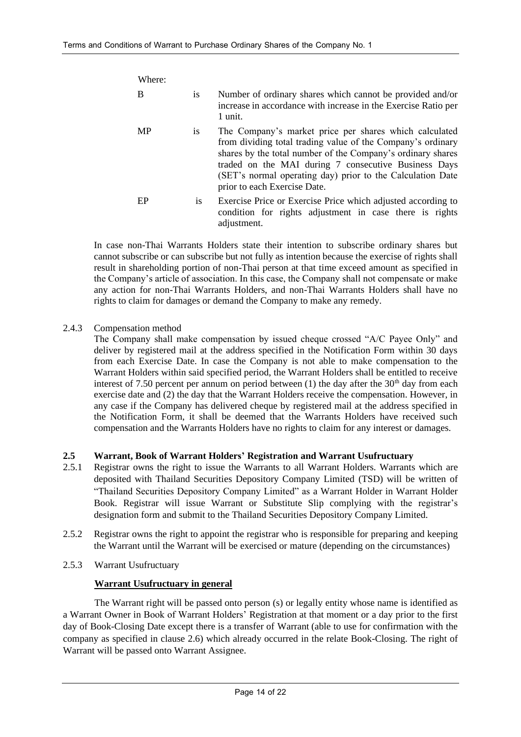Where:

| | | |
|---|---|---|
| B | is | Number of ordinary shares which cannot be provided and/or increase in accordance with increase in the Exercise Ratio per 1 unit. |
| MP | is | The Company's market price per shares which calculated from dividing total trading value of the Company's ordinary shares by the total number of the Company's ordinary shares traded on the MAI during 7 consecutive Business Days (SET's normal operating day) prior to the Calculation Date prior to each Exercise Date. |
| EP | is | Exercise Price or Exercise Price which adjusted according to condition for rights adjustment in case there is rights adjustment. |

In case non-Thai Warrants Holders state their intention to subscribe ordinary shares but cannot subscribe or can subscribe but not fully as intention because the exercise of rights shall result in shareholding portion of non-Thai person at that time exceed amount as specified in the Company's article of association. In this case, the Company shall not compensate or make any action for non-Thai Warrants Holders, and non-Thai Warrants Holders shall have no rights to claim for damages or demand the Company to make any remedy.

2.4.3 Compensation method

The Company shall make compensation by issued cheque crossed "A/C Payee Only" and deliver by registered mail at the address specified in the Notification Form within 30 days from each Exercise Date. In case the Company is not able to make compensation to the Warrant Holders within said specified period, the Warrant Holders shall be entitled to receive interest of 7.50 percent per annum on period between (1) the day after the 30th day from each exercise date and (2) the day that the Warrant Holders receive the compensation. However, in any case if the Company has delivered cheque by registered mail at the address specified in the Notification Form, it shall be deemed that the Warrants Holders have received such compensation and the Warrants Holders have no rights to claim for any interest or damages.

**2.5 Warrant, Book of Warrant Holders' Registration and Warrant Usufructuary**

2.5.1 Registrar owns the right to issue the Warrants to all Warrant Holders. Warrants which are deposited with Thailand Securities Depository Company Limited (TSD) will be written of "Thailand Securities Depository Company Limited" as a Warrant Holder in Warrant Holder Book. Registrar will issue Warrant or Substitute Slip complying with the registrar's designation form and submit to the Thailand Securities Depository Company Limited.

2.5.2 Registrar owns the right to appoint the registrar who is responsible for preparing and keeping the Warrant until the Warrant will be exercised or mature (depending on the circumstances)

2.5.3 Warrant Usufructuary

**Warrant Usufructuary in general**

The Warrant right will be passed onto person (s) or legally entity whose name is identified as a Warrant Owner in Book of Warrant Holders' Registration at that moment or a day prior to the first day of Book-Closing Date except there is a transfer of Warrant (able to use for confirmation with the company as specified in clause 2.6) which already occurred in the relate Book-Closing. The right of Warrant will be passed onto Warrant Assignee.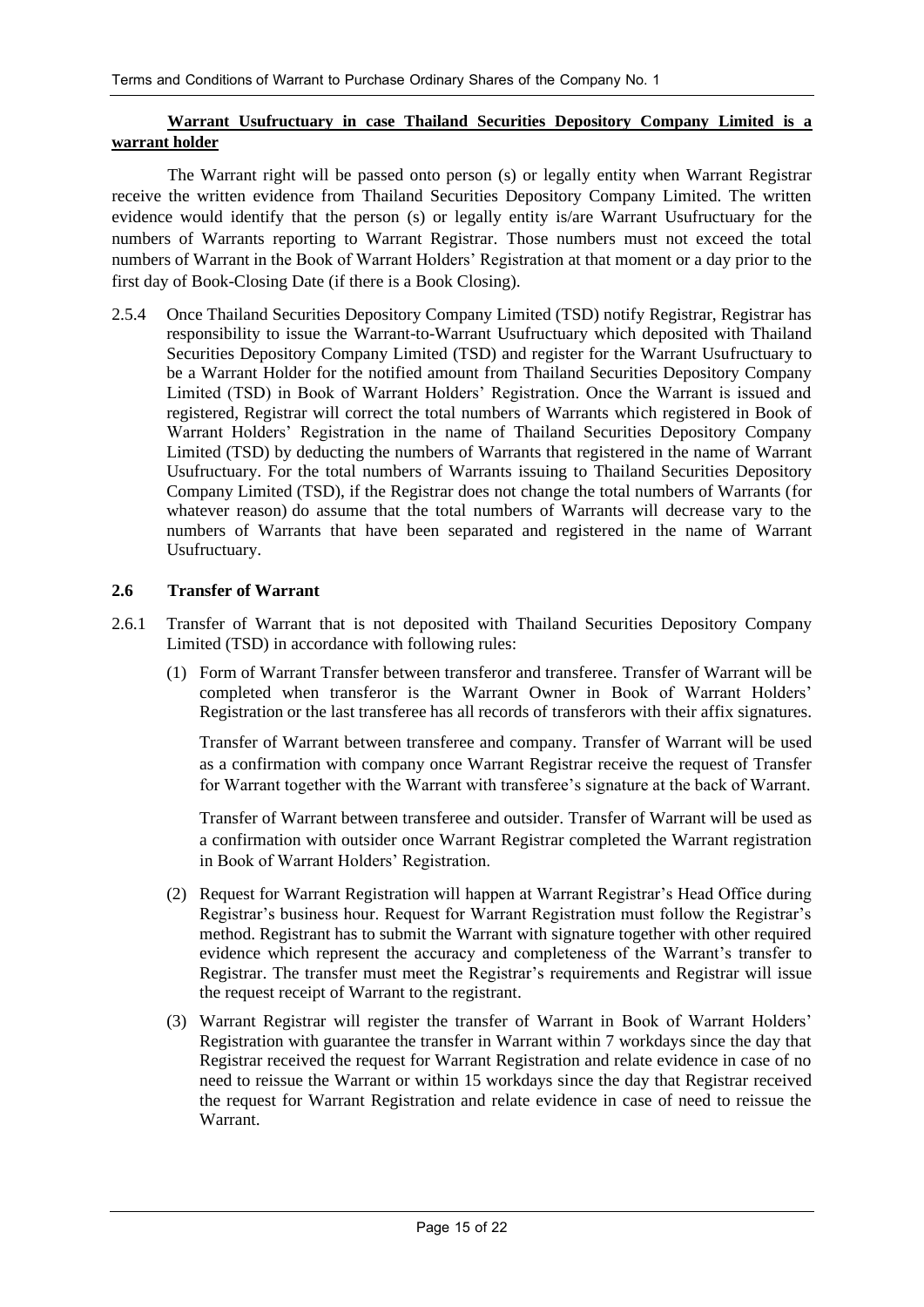**Warrant Usufructuary in case Thailand Securities Depository Company Limited is a warrant holder**

The Warrant right will be passed onto person (s) or legally entity when Warrant Registrar receive the written evidence from Thailand Securities Depository Company Limited. The written evidence would identify that the person (s) or legally entity is/are Warrant Usufructuary for the numbers of Warrants reporting to Warrant Registrar. Those numbers must not exceed the total numbers of Warrant in the Book of Warrant Holders' Registration at that moment or a day prior to the first day of Book-Closing Date (if there is a Book Closing).

2.5.4 Once Thailand Securities Depository Company Limited (TSD) notify Registrar, Registrar has responsibility to issue the Warrant-to-Warrant Usufructuary which deposited with Thailand Securities Depository Company Limited (TSD) and register for the Warrant Usufructuary to be a Warrant Holder for the notified amount from Thailand Securities Depository Company Limited (TSD) in Book of Warrant Holders' Registration. Once the Warrant is issued and registered, Registrar will correct the total numbers of Warrants which registered in Book of Warrant Holders' Registration in the name of Thailand Securities Depository Company Limited (TSD) by deducting the numbers of Warrants that registered in the name of Warrant Usufructuary. For the total numbers of Warrants issuing to Thailand Securities Depository Company Limited (TSD), if the Registrar does not change the total numbers of Warrants (for whatever reason) do assume that the total numbers of Warrants will decrease vary to the numbers of Warrants that have been separated and registered in the name of Warrant Usufructuary.

### 2.6 Transfer of Warrant

2.6.1 Transfer of Warrant that is not deposited with Thailand Securities Depository Company Limited (TSD) in accordance with following rules:

(1) Form of Warrant Transfer between transferor and transferee. Transfer of Warrant will be completed when transferor is the Warrant Owner in Book of Warrant Holders' Registration or the last transferee has all records of transferors with their affix signatures.

Transfer of Warrant between transferee and company. Transfer of Warrant will be used as a confirmation with company once Warrant Registrar receive the request of Transfer for Warrant together with the Warrant with transferee's signature at the back of Warrant.

Transfer of Warrant between transferee and outsider. Transfer of Warrant will be used as a confirmation with outsider once Warrant Registrar completed the Warrant registration in Book of Warrant Holders' Registration.

(2) Request for Warrant Registration will happen at Warrant Registrar's Head Office during Registrar's business hour. Request for Warrant Registration must follow the Registrar's method. Registrant has to submit the Warrant with signature together with other required evidence which represent the accuracy and completeness of the Warrant's transfer to Registrar. The transfer must meet the Registrar's requirements and Registrar will issue the request receipt of Warrant to the registrant.

(3) Warrant Registrar will register the transfer of Warrant in Book of Warrant Holders' Registration with guarantee the transfer in Warrant within 7 workdays since the day that Registrar received the request for Warrant Registration and relate evidence in case of no need to reissue the Warrant or within 15 workdays since the day that Registrar received the request for Warrant Registration and relate evidence in case of need to reissue the Warrant.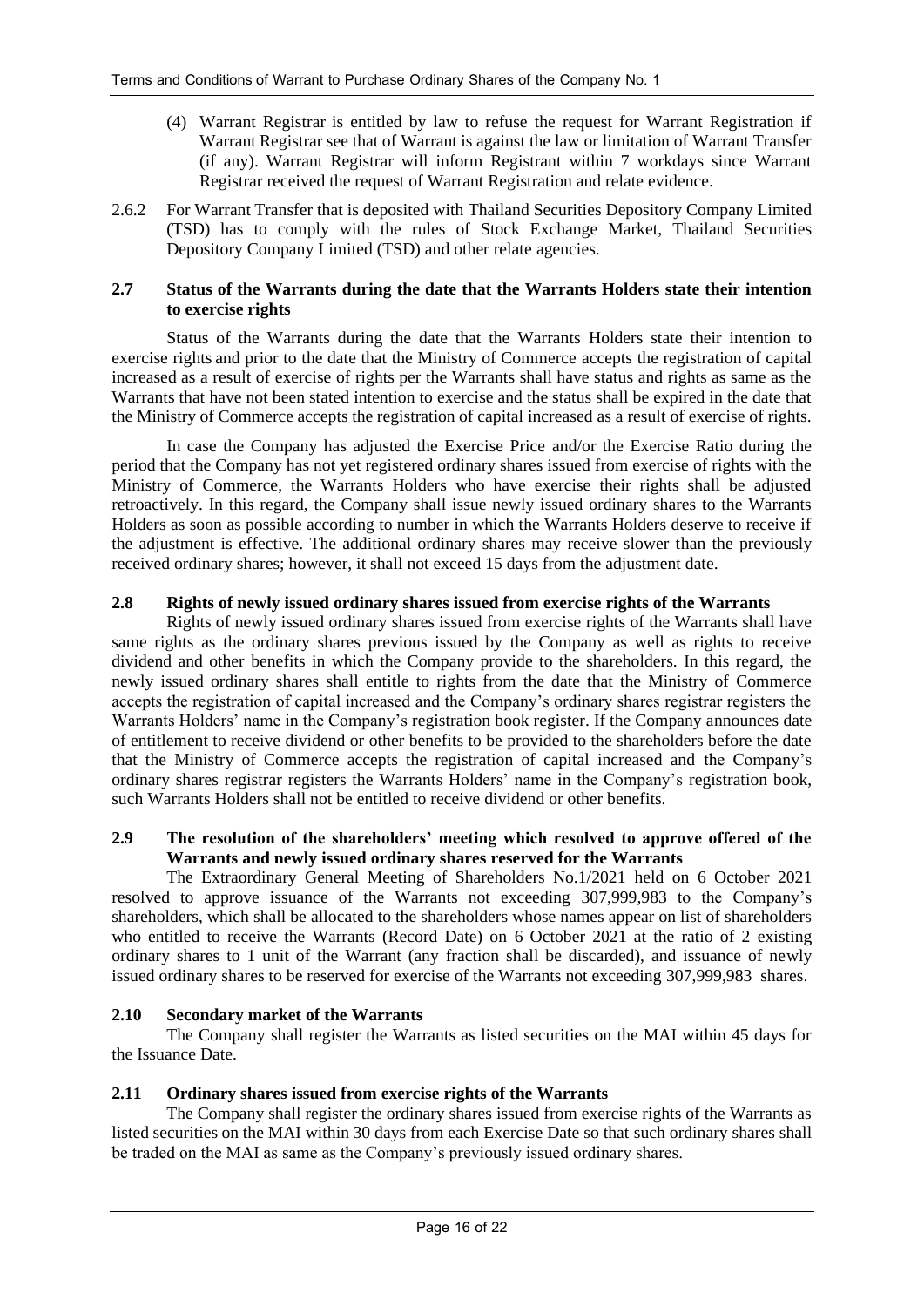(4) Warrant Registrar is entitled by law to refuse the request for Warrant Registration if Warrant Registrar see that of Warrant is against the law or limitation of Warrant Transfer (if any). Warrant Registrar will inform Registrant within 7 workdays since Warrant Registrar received the request of Warrant Registration and relate evidence.

2.6.2 For Warrant Transfer that is deposited with Thailand Securities Depository Company Limited (TSD) has to comply with the rules of Stock Exchange Market, Thailand Securities Depository Company Limited (TSD) and other relate agencies.

### 2.7 Status of the Warrants during the date that the Warrants Holders state their intention to exercise rights

Status of the Warrants during the date that the Warrants Holders state their intention to exercise rights and prior to the date that the Ministry of Commerce accepts the registration of capital increased as a result of exercise of rights per the Warrants shall have status and rights as same as the Warrants that have not been stated intention to exercise and the status shall be expired in the date that the Ministry of Commerce accepts the registration of capital increased as a result of exercise of rights.

In case the Company has adjusted the Exercise Price and/or the Exercise Ratio during the period that the Company has not yet registered ordinary shares issued from exercise of rights with the Ministry of Commerce, the Warrants Holders who have exercise their rights shall be adjusted retroactively. In this regard, the Company shall issue newly issued ordinary shares to the Warrants Holders as soon as possible according to number in which the Warrants Holders deserve to receive if the adjustment is effective. The additional ordinary shares may receive slower than the previously received ordinary shares; however, it shall not exceed 15 days from the adjustment date.

### 2.8 Rights of newly issued ordinary shares issued from exercise rights of the Warrants

Rights of newly issued ordinary shares issued from exercise rights of the Warrants shall have same rights as the ordinary shares previous issued by the Company as well as rights to receive dividend and other benefits in which the Company provide to the shareholders. In this regard, the newly issued ordinary shares shall entitle to rights from the date that the Ministry of Commerce accepts the registration of capital increased and the Company's ordinary shares registrar registers the Warrants Holders' name in the Company's registration book register. If the Company announces date of entitlement to receive dividend or other benefits to be provided to the shareholders before the date that the Ministry of Commerce accepts the registration of capital increased and the Company's ordinary shares registrar registers the Warrants Holders' name in the Company's registration book, such Warrants Holders shall not be entitled to receive dividend or other benefits.

### 2.9 The resolution of the shareholders' meeting which resolved to approve offered of the Warrants and newly issued ordinary shares reserved for the Warrants

The Extraordinary General Meeting of Shareholders No.1/2021 held on 6 October 2021 resolved to approve issuance of the Warrants not exceeding 307,999,983 to the Company's shareholders, which shall be allocated to the shareholders whose names appear on list of shareholders who entitled to receive the Warrants (Record Date) on 6 October 2021 at the ratio of 2 existing ordinary shares to 1 unit of the Warrant (any fraction shall be discarded), and issuance of newly issued ordinary shares to be reserved for exercise of the Warrants not exceeding 307,999,983 shares.

### 2.10 Secondary market of the Warrants

The Company shall register the Warrants as listed securities on the MAI within 45 days for the Issuance Date.

### 2.11 Ordinary shares issued from exercise rights of the Warrants

The Company shall register the ordinary shares issued from exercise rights of the Warrants as listed securities on the MAI within 30 days from each Exercise Date so that such ordinary shares shall be traded on the MAI as same as the Company's previously issued ordinary shares.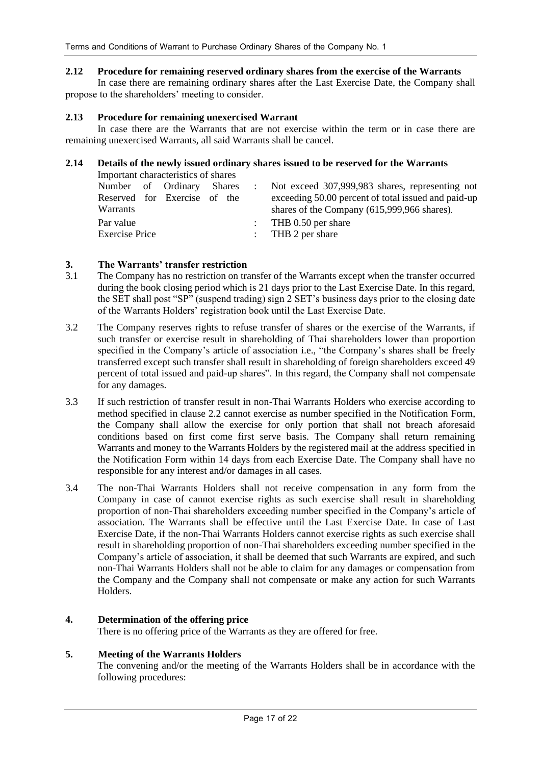### 2.12 Procedure for remaining reserved ordinary shares from the exercise of the Warrants

In case there are remaining ordinary shares after the Last Exercise Date, the Company shall propose to the shareholders' meeting to consider.

### 2.13 Procedure for remaining unexercised Warrant

In case there are the Warrants that are not exercise within the term or in case there are remaining unexercised Warrants, all said Warrants shall be cancel.

### 2.14 Details of the newly issued ordinary shares issued to be reserved for the Warrants

Important characteristics of shares

| | | |
|---|---|---|
| Number of Ordinary Shares Reserved for Exercise of the Warrants | : | Not exceed 307,999,983 shares, representing not exceeding 50.00 percent of total issued and paid-up shares of the Company (615,999,966 shares). |
| Par value | : | THB 0.50 per share |
| Exercise Price | : | THB 2 per share |

## 3. The Warrants' transfer restriction

3.1 The Company has no restriction on transfer of the Warrants except when the transfer occurred during the book closing period which is 21 days prior to the Last Exercise Date. In this regard, the SET shall post "SP" (suspend trading) sign 2 SET's business days prior to the closing date of the Warrants Holders' registration book until the Last Exercise Date.

3.2 The Company reserves rights to refuse transfer of shares or the exercise of the Warrants, if such transfer or exercise result in shareholding of Thai shareholders lower than proportion specified in the Company's article of association i.e., "the Company's shares shall be freely transferred except such transfer shall result in shareholding of foreign shareholders exceed 49 percent of total issued and paid-up shares". In this regard, the Company shall not compensate for any damages.

3.3 If such restriction of transfer result in non-Thai Warrants Holders who exercise according to method specified in clause 2.2 cannot exercise as number specified in the Notification Form, the Company shall allow the exercise for only portion that shall not breach aforesaid conditions based on first come first serve basis. The Company shall return remaining Warrants and money to the Warrants Holders by the registered mail at the address specified in the Notification Form within 14 days from each Exercise Date. The Company shall have no responsible for any interest and/or damages in all cases.

3.4 The non-Thai Warrants Holders shall not receive compensation in any form from the Company in case of cannot exercise rights as such exercise shall result in shareholding proportion of non-Thai shareholders exceeding number specified in the Company's article of association. The Warrants shall be effective until the Last Exercise Date. In case of Last Exercise Date, if the non-Thai Warrants Holders cannot exercise rights as such exercise shall result in shareholding proportion of non-Thai shareholders exceeding number specified in the Company's article of association, it shall be deemed that such Warrants are expired, and such non-Thai Warrants Holders shall not be able to claim for any damages or compensation from the Company and the Company shall not compensate or make any action for such Warrants Holders.

## 4. Determination of the offering price

There is no offering price of the Warrants as they are offered for free.

## 5. Meeting of the Warrants Holders

The convening and/or the meeting of the Warrants Holders shall be in accordance with the following procedures: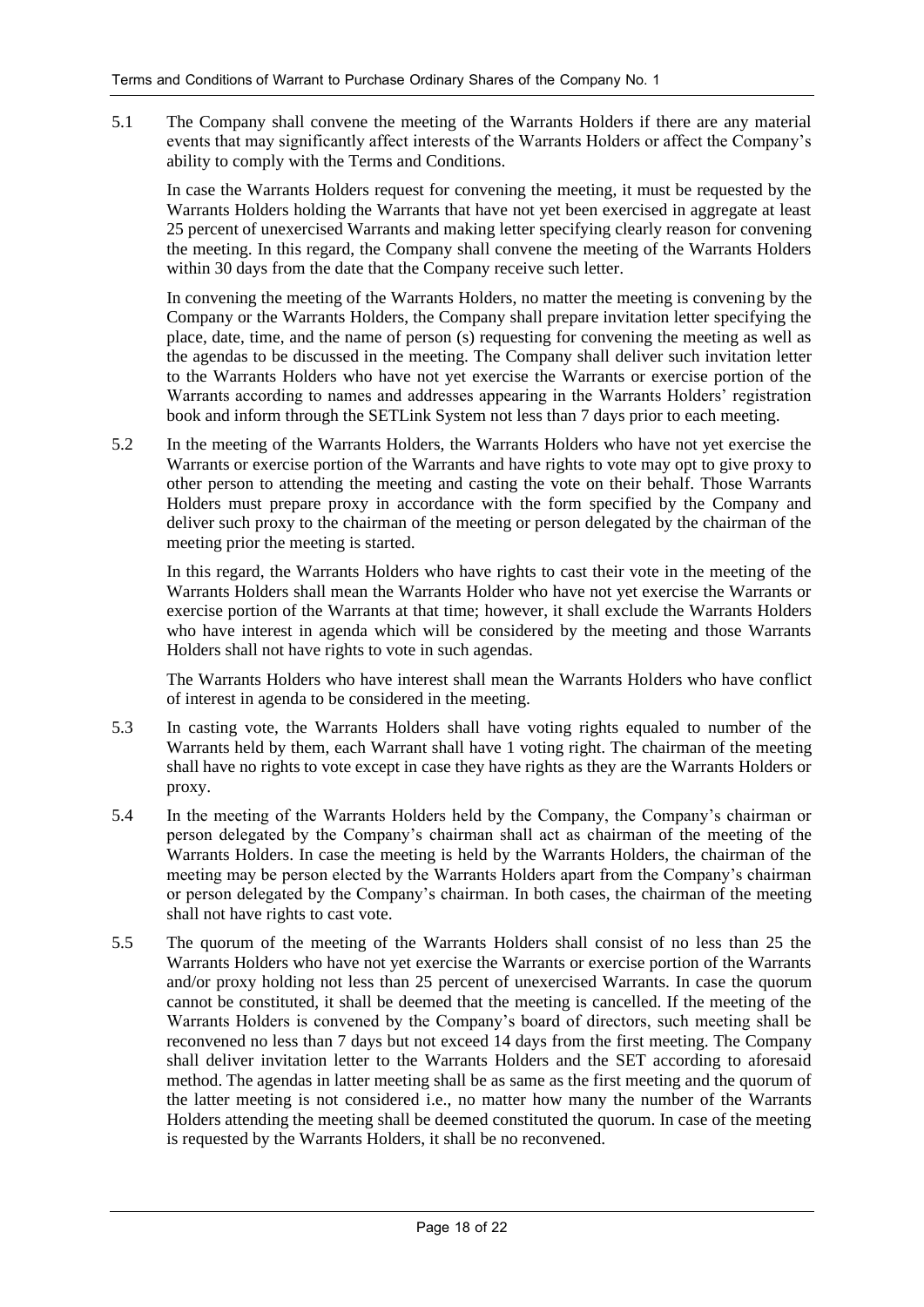5.1 The Company shall convene the meeting of the Warrants Holders if there are any material events that may significantly affect interests of the Warrants Holders or affect the Company's ability to comply with the Terms and Conditions.

In case the Warrants Holders request for convening the meeting, it must be requested by the Warrants Holders holding the Warrants that have not yet been exercised in aggregate at least 25 percent of unexercised Warrants and making letter specifying clearly reason for convening the meeting. In this regard, the Company shall convene the meeting of the Warrants Holders within 30 days from the date that the Company receive such letter.

In convening the meeting of the Warrants Holders, no matter the meeting is convening by the Company or the Warrants Holders, the Company shall prepare invitation letter specifying the place, date, time, and the name of person (s) requesting for convening the meeting as well as the agendas to be discussed in the meeting. The Company shall deliver such invitation letter to the Warrants Holders who have not yet exercise the Warrants or exercise portion of the Warrants according to names and addresses appearing in the Warrants Holders' registration book and inform through the SETLink System not less than 7 days prior to each meeting.

5.2 In the meeting of the Warrants Holders, the Warrants Holders who have not yet exercise the Warrants or exercise portion of the Warrants and have rights to vote may opt to give proxy to other person to attending the meeting and casting the vote on their behalf. Those Warrants Holders must prepare proxy in accordance with the form specified by the Company and deliver such proxy to the chairman of the meeting or person delegated by the chairman of the meeting prior the meeting is started.

In this regard, the Warrants Holders who have rights to cast their vote in the meeting of the Warrants Holder shall mean the Warrants Holder who have not yet exercise the Warrants or exercise portion of the Warrants at that time; however, it shall exclude the Warrants Holders who have interest in agenda which will be considered by the meeting and those Warrants Holders shall not have rights to vote in such agendas.

The Warrants Holders who have interest shall mean the Warrants Holders who have conflict of interest in agenda to be considered in the meeting.

5.3 In casting vote, the Warrants Holders shall have voting rights equaled to number of the Warrants held by them, each Warrant shall have 1 voting right. The chairman of the meeting shall have no rights to vote except in case they have rights as they are the Warrants Holders or proxy.

5.4 In the meeting of the Warrants Holders held by the Company, the Company's chairman or person delegated by the Company's chairman shall act as chairman of the meeting of the Warrants Holders. In case the meeting is held by the Warrants Holders, the chairman of the meeting may be person elected by the Warrants Holders apart from the Company's chairman or person delegated by the Company's chairman. In both cases, the chairman of the meeting shall not have rights to cast vote.

5.5 The quorum of the meeting of the Warrants Holders shall consist of no less than 25 the Warrants Holders who have not yet exercise the Warrants or exercise portion of the Warrants and/or proxy holding not less than 25 percent of unexercised Warrants. In case the quorum cannot be constituted, it shall be deemed that the meeting is cancelled. If the meeting of the Warrants Holders is convened by the Company's board of directors, such meeting shall be reconvened no less than 7 days but not exceed 14 days from the first meeting. The Company shall deliver invitation letter to the Warrants Holders and the SET according to aforesaid method. The agendas in latter meeting shall be as same as the first meeting and the quorum of the latter meeting is not considered i.e., no matter how many the number of the Warrants Holders attending the meeting shall be deemed constituted the quorum. In case of the meeting is requested by the Warrants Holders, it shall be no reconvened.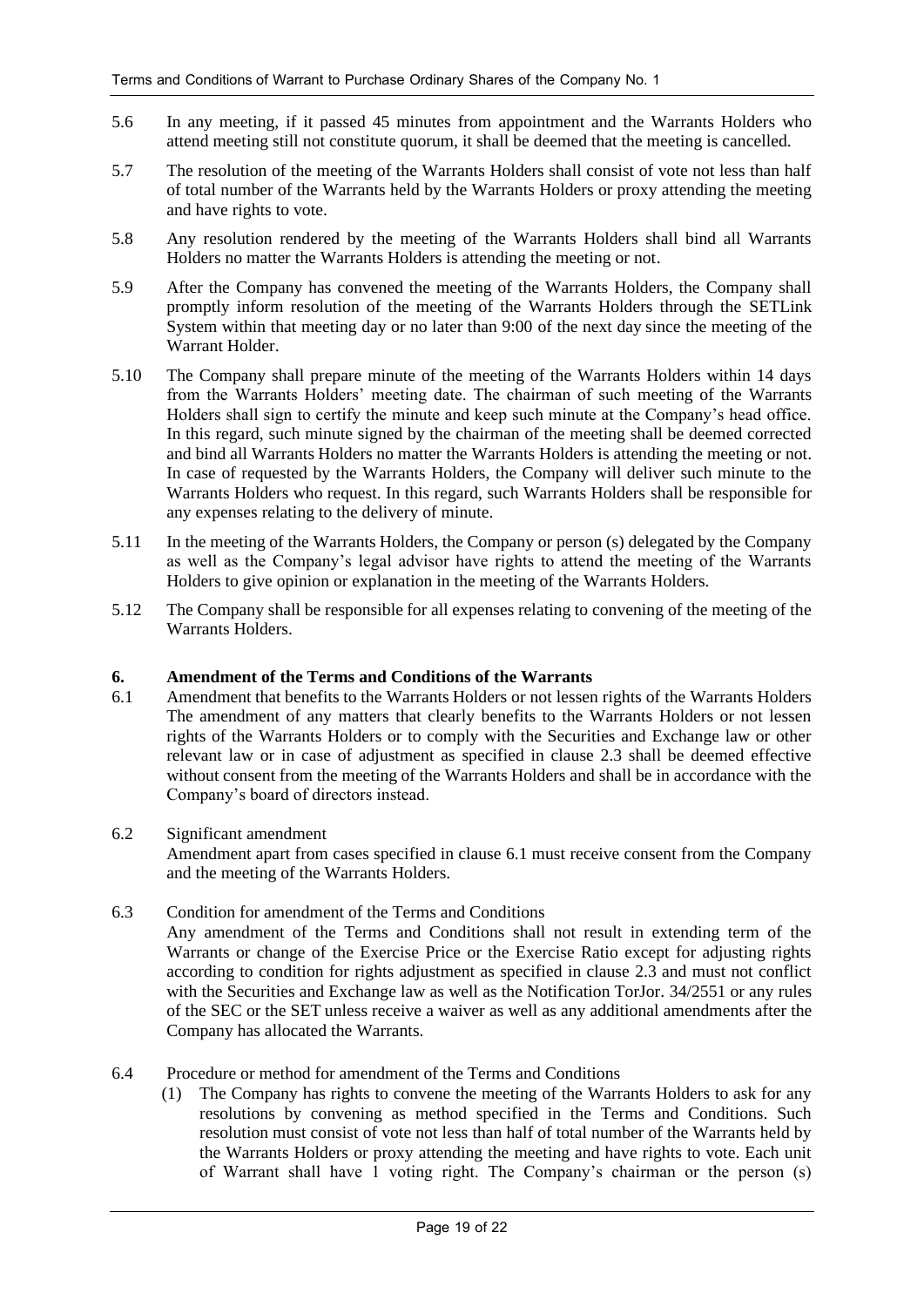5.6 In any meeting, if it passed 45 minutes from appointment and the Warrants Holders who attend meeting still not constitute quorum, it shall be deemed that the meeting is cancelled.

5.7 The resolution of the meeting of the Warrants Holders shall consist of vote not less than half of total number of the Warrants held by the Warrants Holders or proxy attending the meeting and have rights to vote.

5.8 Any resolution rendered by the meeting of the Warrants Holders shall bind all Warrants Holders no matter the Warrants Holders is attending the meeting or not.

5.9 After the Company has convened the meeting of the Warrants Holders, the Company shall promptly inform resolution of the meeting of the Warrants Holders through the SETLink System within that meeting day or no later than 9:00 of the next day since the meeting of the Warrant Holder.

5.10 The Company shall prepare minute of the meeting of the Warrants Holders within 14 days from the Warrants Holders' meeting date. The chairman of such meeting of the Warrants Holders shall sign to certify the minute and keep such minute at the Company's head office. In this regard, such minute signed by the chairman of the meeting shall be deemed corrected and bind all Warrants Holders no matter the Warrants Holders is attending the meeting or not. In case of requested by the Warrants Holders, the Company will deliver such minute to the Warrants Holders who request. In this regard, such Warrants Holders shall be responsible for any expenses relating to the delivery of minute.

5.11 In the meeting of the Warrants Holders, the Company or person (s) delegated by the Company as well as the Company's legal advisor have rights to attend the meeting of the Warrants Holders to give opinion or explanation in the meeting of the Warrants Holders.

5.12 The Company shall be responsible for all expenses relating to convening of the meeting of the Warrants Holders.

## 6. Amendment of the Terms and Conditions of the Warrants

6.1 Amendment that benefits to the Warrants Holders or not lessen rights of the Warrants Holders

The amendment of any matters that clearly benefits to the Warrants Holders or not lessen rights of the Warrants Holders or to comply with the Securities and Exchange law or other relevant law or in case of adjustment as specified in clause 2.3 shall be deemed effective without consent from the meeting of the Warrants Holders and shall be in accordance with the Company's board of directors instead.

6.2 Significant amendment

Amendment apart from cases specified in clause 6.1 must receive consent from the Company and the meeting of the Warrants Holders.

6.3 Condition for amendment of the Terms and Conditions

Any amendment of the Terms and Conditions shall not result in extending term of the Warrants or change of the Exercise Price or the Exercise Ratio except for adjusting rights according to condition for rights adjustment as specified in clause 2.3 and must not conflict with the Securities and Exchange law as well as the Notification TorJor. 34/2551 or any rules of the SEC or the SET unless receive a waiver as well as any additional amendments after the Company has allocated the Warrants.

6.4 Procedure or method for amendment of the Terms and Conditions

(1) The Company has rights to convene the meeting of the Warrants Holders to ask for any resolutions by convening as method specified in the Terms and Conditions. Such resolution must consist of vote not less than half of total number of the Warrants held by the Warrants Holders or proxy attending the meeting and have rights to vote. Each unit of Warrant shall have 1 voting right. The Company's chairman or the person (s)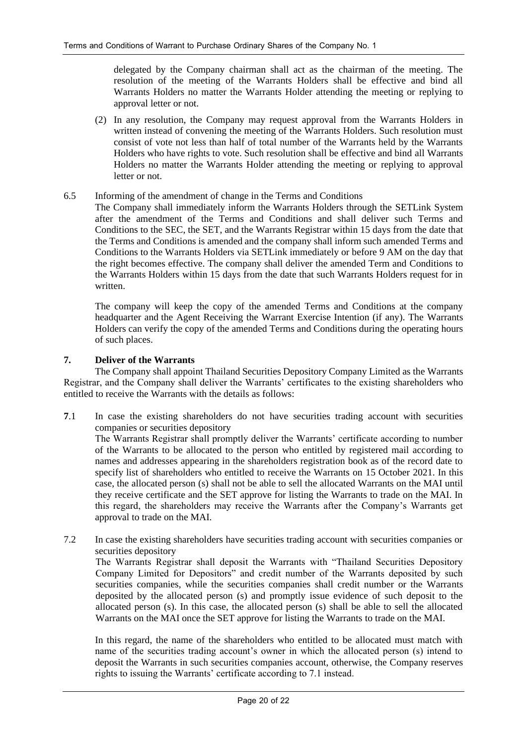delegated by the Company chairman shall act as the chairman of the meeting. The resolution of the meeting of the Warrants Holders shall be effective and bind all Warrants Holders no matter the Warrants Holder attending the meeting or replying to approval letter or not.

(2) In any resolution, the Company may request approval from the Warrants Holders in written instead of convening the meeting of the Warrants Holders. Such resolution must consist of vote not less than half of total number of the Warrants held by the Warrants Holders who have rights to vote. Such resolution shall be effective and bind all Warrants Holders no matter the Warrants Holder attending the meeting or replying to approval letter or not.

6.5 Informing of the amendment of change in the Terms and Conditions

The Company shall immediately inform the Warrants Holders through the SETLink System after the amendment of the Terms and Conditions and shall deliver such Terms and Conditions to the SEC, the SET, and the Warrants Registrar within 15 days from the date that the Terms and Conditions is amended and the company shall inform such amended Terms and Conditions to the Warrants Holders via SETLink immediately or before 9 AM on the day that the right becomes effective. The company shall deliver the amended Term and Conditions to the Warrants Holders within 15 days from the date that such Warrants Holders request for in written.

The company will keep the copy of the amended Terms and Conditions at the company headquarter and the Agent Receiving the Warrant Exercise Intention (if any). The Warrants Holders can verify the copy of the amended Terms and Conditions during the operating hours of such places.

## 7. Deliver of the Warrants

The Company shall appoint Thailand Securities Depository Company Limited as the Warrants Registrar, and the Company shall deliver the Warrants' certificates to the existing shareholders who entitled to receive the Warrants with the details as follows:

**7**.1 In case the existing shareholders do not have securities trading account with securities companies or securities depository

The Warrants Registrar shall promptly deliver the Warrants' certificate according to number of the Warrants to be allocated to the person who entitled by registered mail according to names and addresses appearing in the shareholders registration book as of the record date to specify list of shareholders who entitled to receive the Warrants on 15 October 2021. In this case, the allocated person (s) shall not be able to sell the allocated Warrants on the MAI until they receive certificate and the SET approve for listing the Warrants to trade on the MAI. In this regard, the shareholders may receive the Warrants after the Company's Warrants get approval to trade on the MAI.

7.2 In case the existing shareholders have securities trading account with securities companies or securities depository

The Warrants Registrar shall deposit the Warrants with "Thailand Securities Depository Company Limited for Depositors" and credit number of the Warrants deposited by such securities companies, while the securities companies shall credit number or the Warrants deposited by the allocated person (s) and promptly issue evidence of such deposit to the allocated person (s). In this case, the allocated person (s) shall be able to sell the allocated Warrants on the MAI once the SET approve for listing the Warrants to trade on the MAI.

In this regard, the name of the shareholders who entitled to be allocated must match with name of the securities trading account's owner in which the allocated person (s) intend to deposit the Warrants in such securities companies account, otherwise, the Company reserves rights to issuing the Warrants' certificate according to 7.1 instead.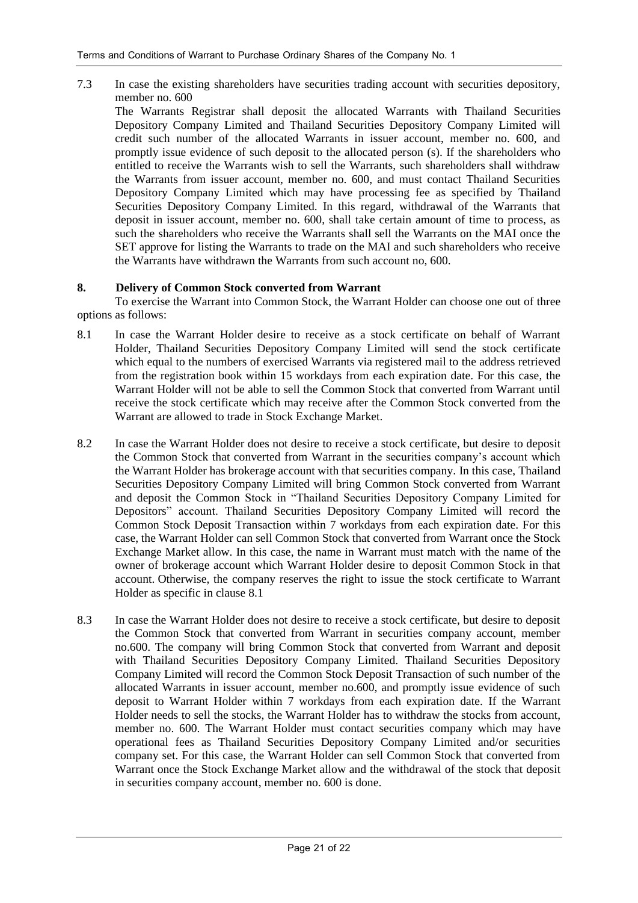7.3 In case the existing shareholders have securities trading account with securities depository, member no. 600

The Warrants Registrar shall deposit the allocated Warrants with Thailand Securities Depository Company Limited and Thailand Securities Depository Company Limited will credit such number of the allocated Warrants in issuer account, member no. 600, and promptly issue evidence of such deposit to the allocated person (s). If the shareholders who entitled to receive the Warrants wish to sell the Warrants, such shareholders shall withdraw the Warrants from issuer account, member no. 600, and must contact Thailand Securities Depository Company Limited which may have processing fee as specified by Thailand Securities Depository Company Limited. In this regard, withdrawal of the Warrants that deposit in issuer account, member no. 600, shall take certain amount of time to process, as such the shareholders who receive the Warrants shall sell the Warrants on the MAI once the SET approve for listing the Warrants to trade on the MAI and such shareholders who receive the Warrants have withdrawn the Warrants from such account no, 600.

**8. Delivery of Common Stock converted from Warrant**

To exercise the Warrant into Common Stock, the Warrant Holder can choose one out of three options as follows:

8.1 In case the Warrant Holder desire to receive as a stock certificate on behalf of Warrant Holder, Thailand Securities Depository Company Limited will send the stock certificate which equal to the numbers of exercised Warrants via registered mail to the address retrieved from the registration book within 15 workdays from each expiration date. For this case, the Warrant Holder will not be able to sell the Common Stock that converted from Warrant until receive the stock certificate which may receive after the Common Stock converted from the Warrant are allowed to trade in Stock Exchange Market.

8.2 In case the Warrant Holder does not desire to receive a stock certificate, but desire to deposit the Common Stock that converted from Warrant in the securities company's account which the Warrant Holder has brokerage account with that securities company. In this case, Thailand Securities Depository Company Limited will bring Common Stock converted from Warrant and deposit the Common Stock in "Thailand Securities Depository Company Limited for Depositors" account. Thailand Securities Depository Company Limited will record the Common Stock Deposit Transaction within 7 workdays from each expiration date. For this case, the Warrant Holder can sell Common Stock that converted from Warrant once the Stock Exchange Market allow. In this case, the name in Warrant must match with the name of the owner of brokerage account which Warrant Holder desire to deposit Common Stock in that account. Otherwise, the company reserves the right to issue the stock certificate to Warrant Holder as specific in clause 8.1

8.3 In case the Warrant Holder does not desire to receive a stock certificate, but desire to deposit the Common Stock that converted from Warrant in securities company account, member no.600. The company will bring Common Stock that converted from Warrant and deposit with Thailand Securities Depository Company Limited. Thailand Securities Depository Company Limited will record the Common Stock Deposit Transaction of such number of the allocated Warrants in issuer account, member no.600, and promptly issue evidence of such deposit to Warrant Holder within 7 workdays from each expiration date. If the Warrant Holder needs to sell the stocks, the Warrant Holder has to withdraw the stocks from account, member no. 600. The Warrant Holder must contact securities company which may have operational fees as Thailand Securities Depository Company Limited and/or securities company set. For this case, the Warrant Holder can sell Common Stock that converted from Warrant once the Stock Exchange Market allow and the withdrawal of the stock that deposit in securities company account, member no. 600 is done.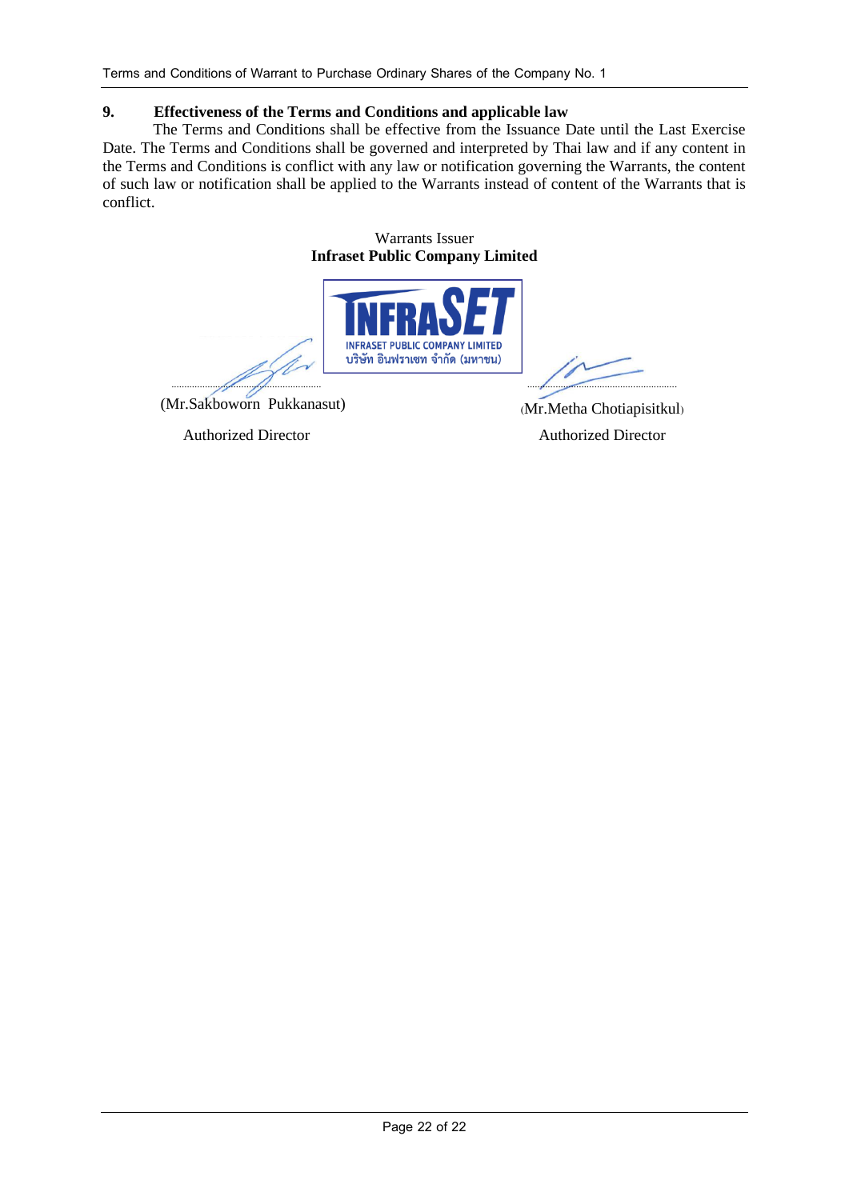## 9. Effectiveness of the Terms and Conditions and applicable law

The Terms and Conditions shall be effective from the Issuance Date until the Last Exercise Date. The Terms and Conditions shall be governed and interpreted by Thai law and if any content in the Terms and Conditions is conflict with any law or notification governing the Warrants, the content of such law or notification shall be applied to the Warrants instead of content of the Warrants that is conflict.

Warrants Issuer

**Infraset Public Company Limited**

INFRASET PUBLIC COMPANY LIMITED
บริษัท อินฟราเซท จำกัด (มหาชน)

| .............................................. | .............................................. |
|---|---|
| (Mr.Sakboworn Pukkanasut) | (Mr.Metha Chotiapisitkul) |
| Authorized Director | Authorized Director |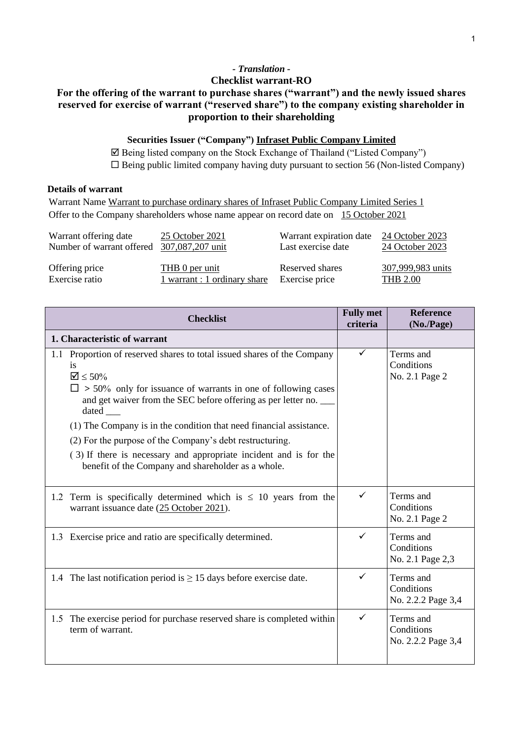*- Translation -*

**Checklist warrant-RO**

**For the offering of the warrant to purchase shares ("warrant") and the newly issued shares reserved for exercise of warrant ("reserved share") to the company existing shareholder in proportion to their shareholding**

**Securities Issuer ("Company")** **Infraset Public Company Limited**

☑ Being listed company on the Stock Exchange of Thailand ("Listed Company")

☐ Being public limited company having duty pursuant to section 56 (Non-listed Company)

**Details of warrant**

Warrant Name Warrant to purchase ordinary shares of Infraset Public Company Limited Series 1

Offer to the Company shareholders whose name appear on record date on 15 October 2021

| | | | |
|---|---|---|---|
| Warrant offering date | 25 October 2021 | Warrant expiration date | 24 October 2023 |
| Number of warrant offered | 307,087,207 unit | Last exercise date | 24 October 2023 |
| Offering price | THB 0 per unit | Reserved shares | 307,999,983 units |
| Exercise ratio | 1 warrant : 1 ordinary share | Exercise price | THB 2.00 |

| Checklist | Fully met criteria | Reference (No./Page) |
|---|---|---|
| **1. Characteristic of warrant** | | |
| 1.1 Proportion of reserved shares to total issued shares of the Company is<br>☑ ≤ 50%<br>☐ > 50% only for issuance of warrants in one of following cases and get waiver from the SEC before offering as per letter no. ___ dated ___<br>(1) The Company is in the condition that need financial assistance.<br>(2) For the purpose of the Company's debt restructuring.<br>(3) If there is necessary and appropriate incident and is for the benefit of the Company and shareholder as a whole. | ✓ | Terms and Conditions No. 2.1 Page 2 |
| 1.2 Term is specifically determined which is ≤ 10 years from the warrant issuance date (25 October 2021). | ✓ | Terms and Conditions No. 2.1 Page 2 |
| 1.3 Exercise price and ratio are specifically determined. | ✓ | Terms and Conditions No. 2.1 Page 2,3 |
| 1.4 The last notification period is ≥ 15 days before exercise date. | ✓ | Terms and Conditions No. 2.2.2 Page 3,4 |
| 1.5 The exercise period for purchase reserved share is completed within term of warrant. | ✓ | Terms and Conditions No. 2.2.2 Page 3,4 |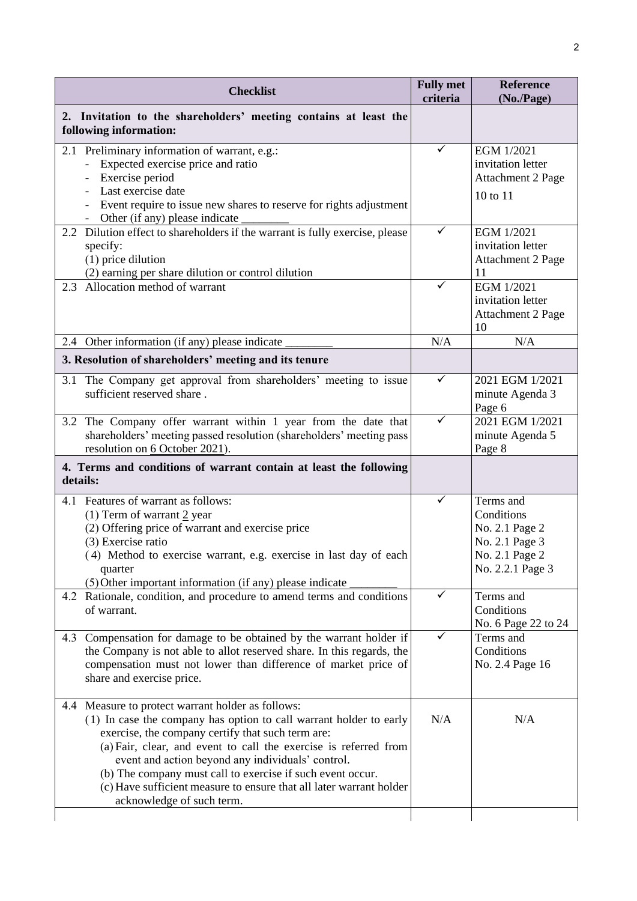| Checklist | Fully met criteria | Reference (No./Page) |
|---|---|---|
| **2. Invitation to the shareholders' meeting contains at least the following information:** | | |
| 2.1 Preliminary information of warrant, e.g.:<br>- Expected exercise price and ratio<br>- Exercise period<br>- Last exercise date<br>- Event require to issue new shares to reserve for rights adjustment<br>- Other (if any) please indicate ________ | ✓ | EGM 1/2021 invitation letter Attachment 2 Page 10 to 11 |
| 2.2 Dilution effect to shareholders if the warrant is fully exercise, please specify:<br>(1) price dilution<br>(2) earning per share dilution or control dilution | ✓ | EGM 1/2021 invitation letter Attachment 2 Page 11 |
| 2.3 Allocation method of warrant | ✓ | EGM 1/2021 invitation letter Attachment 2 Page 10 |
| 2.4 Other information (if any) please indicate ________ | N/A | N/A |
| **3. Resolution of shareholders' meeting and its tenure** | | |
| 3.1 The Company get approval from shareholders' meeting to issue sufficient reserved share . | ✓ | 2021 EGM 1/2021 minute Agenda 3 Page 6 |
| 3.2 The Company offer warrant within 1 year from the date that shareholders' meeting passed resolution (shareholders' meeting pass resolution on 6 October 2021). | ✓ | 2021 EGM 1/2021 minute Agenda 5 Page 8 |
| **4. Terms and conditions of warrant contain at least the following details:** | | |
| 4.1 Features of warrant as follows:<br>(1) Term of warrant 2 year<br>(2) Offering price of warrant and exercise price<br>(3) Exercise ratio<br>(4) Method to exercise warrant, e.g. exercise in last day of each quarter<br>(5) Other important information (if any) please indicate ________ | ✓ | Terms and Conditions<br>No. 2.1 Page 2<br>No. 2.1 Page 3<br>No. 2.1 Page 2<br>No. 2.2.1 Page 3 |
| 4.2 Rationale, condition, and procedure to amend terms and conditions of warrant. | ✓ | Terms and Conditions No. 6 Page 22 to 24 |
| 4.3 Compensation for damage to be obtained by the warrant holder if the Company is not able to allot reserved share. In this regards, the compensation must not lower than difference of market price of share and exercise price. | ✓ | Terms and Conditions No. 2.4 Page 16 |
| 4.4 Measure to protect warrant holder as follows:<br>(1) In case the company has option to call warrant holder to early exercise, the company certify that such term are:<br>(a) Fair, clear, and event to call the exercise is referred from event and action beyond any individuals' control.<br>(b) The company must call to exercise if such event occur.<br>(c) Have sufficient measure to ensure that all later warrant holder acknowledge of such term. | N/A | N/A |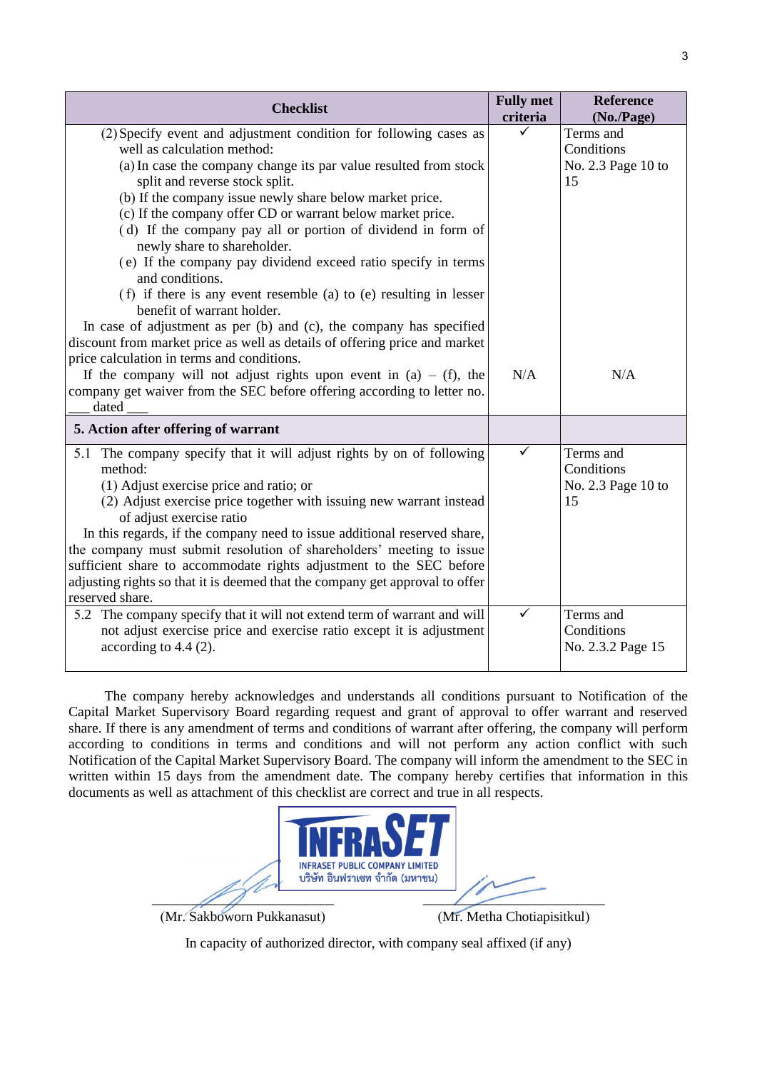| Checklist | Fully met criteria | Reference (No./Page) |
|---|---|---|
| (2) Specify event and adjustment condition for following cases as well as calculation method:<br>(a) In case the company change its par value resulted from stock split and reverse stock split.<br>(b) If the company issue newly share below market price.<br>(c) If the company offer CD or warrant below market price.<br>(d) If the company pay all or portion of dividend in form of newly share to shareholder.<br>(e) If the company pay dividend exceed ratio specify in terms and conditions.<br>(f) if there is any event resemble (a) to (e) resulting in lesser benefit of warrant holder.<br>In case of adjustment as per (b) and (c), the company has specified discount from market price as well as details of offering price and market price calculation in terms and conditions. | ✓ | Terms and Conditions No. 2.3 Page 10 to 15 |
| If the company will not adjust rights upon event in (a) – (f), the company get waiver from the SEC before offering according to letter no. ___ dated ___ | N/A | N/A |
| **5. Action after offering of warrant** | | |
| 5.1 The company specify that it will adjust rights by on of following method:<br>(1) Adjust exercise price and ratio; or<br>(2) Adjust exercise price together with issuing new warrant instead of adjust exercise ratio<br>In this regards, if the company need to issue additional reserved share, the company must submit resolution of shareholders' meeting to issue sufficient share to accommodate rights adjustment to the SEC before adjusting rights so that it is deemed that the company get approval to offer reserved share. | ✓ | Terms and Conditions No. 2.3 Page 10 to 15 |
| 5.2 The company specify that it will not extend term of warrant and will not adjust exercise price and exercise ratio except it is adjustment according to 4.4 (2). | ✓ | Terms and Conditions No. 2.3.2 Page 15 |

The company hereby acknowledges and understands all conditions pursuant to Notification of the Capital Market Supervisory Board regarding request and grant of approval to offer warrant and reserved share. If there is any amendment of terms and conditions of warrant after offering, the company will perform according to conditions in terms and conditions and will not perform any action conflict with such Notification of the Capital Market Supervisory Board. The company will inform the amendment to the SEC in written within 15 days from the amendment date. The company hereby certifies that information in this documents as well as attachment of this checklist are correct and true in all respects.

INFRASET
INFRASET PUBLIC COMPANY LIMITED
บริษัท อินฟราเซท จำกัด (มหาชน)

(Mr. Sakboworn Pukkanasut) (Mr. Metha Chotiapisitkul)

In capacity of authorized director, with company seal affixed (if any)